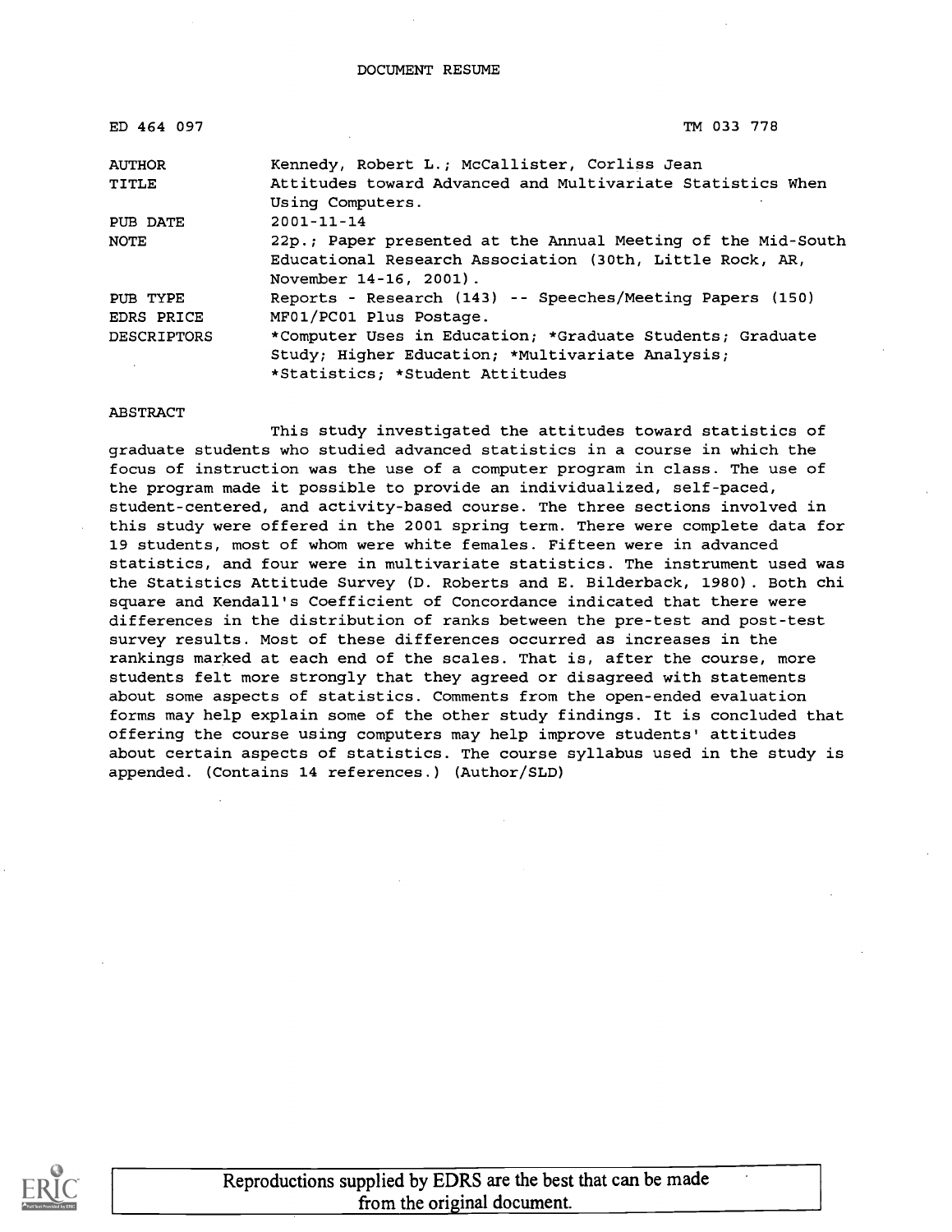DOCUMENT RESUME

| | |
|---|---|
| ED 464 097 | TM 033 778 |
| AUTHOR | Kennedy, Robert L.; McCallister, Corliss Jean |
| TITLE | Attitudes toward Advanced and Multivariate Statistics When Using Computers. |
| PUB DATE | 2001-11-14 |
| NOTE | 22p.; Paper presented at the Annual Meeting of the Mid-South Educational Research Association (30th, Little Rock, AR, November 14-16, 2001). |
| PUB TYPE | Reports - Research (143) -- Speeches/Meeting Papers (150) |
| EDRS PRICE | MF01/PC01 Plus Postage. |
| DESCRIPTORS | *Computer Uses in Education; *Graduate Students; Graduate Study; Higher Education; *Multivariate Analysis; *Statistics; *Student Attitudes |

ABSTRACT

This study investigated the attitudes toward statistics of graduate students who studied advanced statistics in a course in which the focus of instruction was the use of a computer program in class. The use of the program made it possible to provide an individualized, self-paced, student-centered, and activity-based course. The three sections involved in this study were offered in the 2001 spring term. There were complete data for 19 students, most of whom were white females. Fifteen were in advanced statistics, and four were in multivariate statistics. The instrument used was the Statistics Attitude Survey (D. Roberts and E. Bilderback, 1980). Both chi square and Kendall's Coefficient of Concordance indicated that there were differences in the distribution of ranks between the pre-test and post-test survey results. Most of these differences occurred as increases in the rankings marked at each end of the scales. That is, after the course, more students felt more strongly that they agreed or disagreed with statements about some aspects of statistics. Comments from the open-ended evaluation forms may help explain some of the other study findings. It is concluded that offering the course using computers may help improve students' attitudes about certain aspects of statistics. The course syllabus used in the study is appended. (Contains 14 references.) (Author/SLD)

Reproductions supplied by EDRS are the best that can be made from the original document.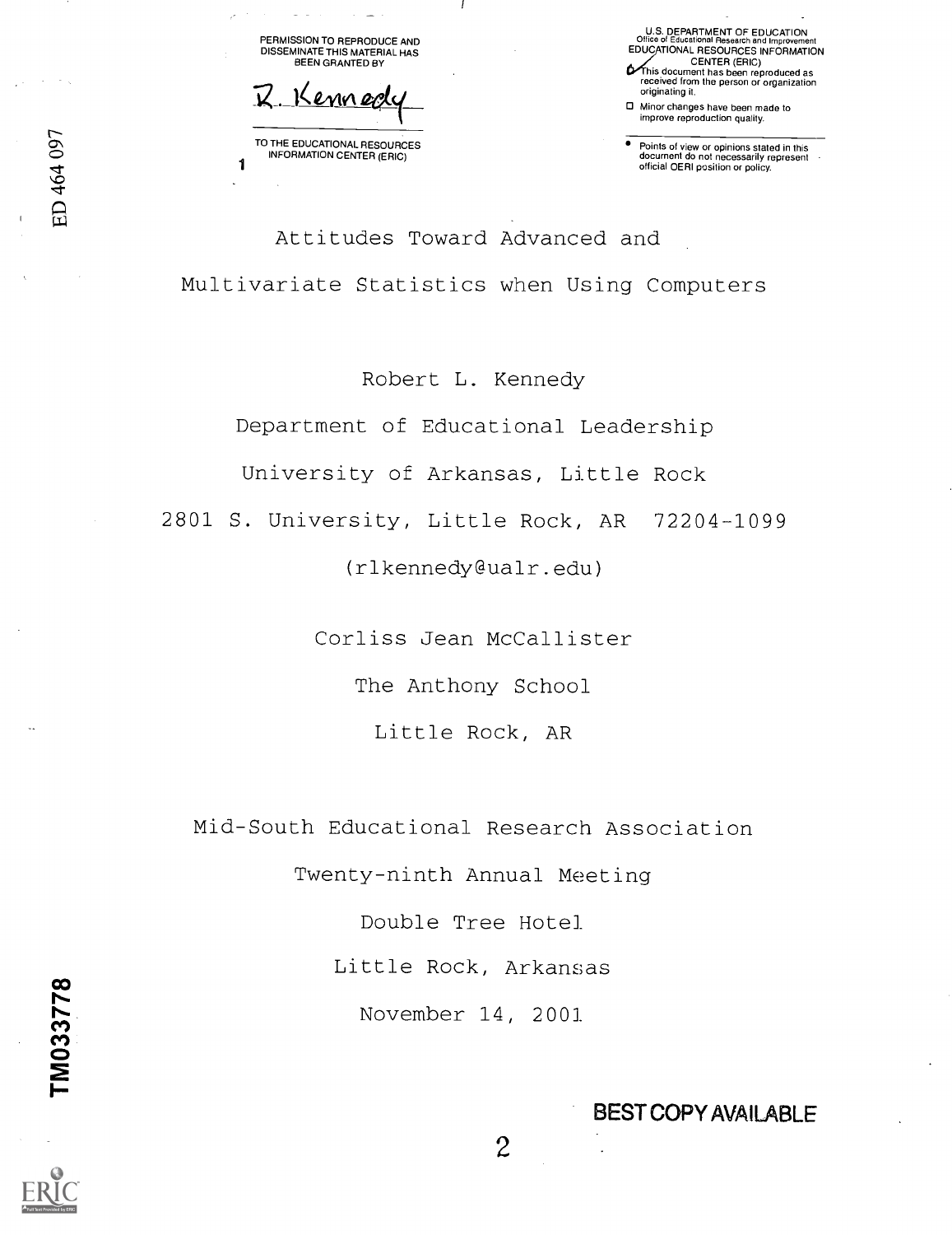PERMISSION TO REPRODUCE AND DISSEMINATE THIS MATERIAL HAS BEEN GRANTED BY

R. Kennedy

TO THE EDUCATIONAL RESOURCES INFORMATION CENTER (ERIC)

U.S. DEPARTMENT OF EDUCATION
Office of Educational Research and Improvement
EDUCATIONAL RESOURCES INFORMATION CENTER (ERIC)

- This document has been reproduced as received from the person or organization originating it.
- Minor changes have been made to improve reproduction quality.
- Points of view or opinions stated in this document do not necessarily represent official OERI position or policy.

ED 464 097

# Attitudes Toward Advanced and Multivariate Statistics when Using Computers

Robert L. Kennedy

Department of Educational Leadership

University of Arkansas, Little Rock

2801 S. University, Little Rock, AR 72204-1099

(rlkennedy@ualr.edu)

Corliss Jean McCallister

The Anthony School

Little Rock, AR

Mid-South Educational Research Association

Twenty-ninth Annual Meeting

Double Tree Hotel

Little Rock, Arkansas

November 14, 2001

TM033778

BEST COPY AVAILABLE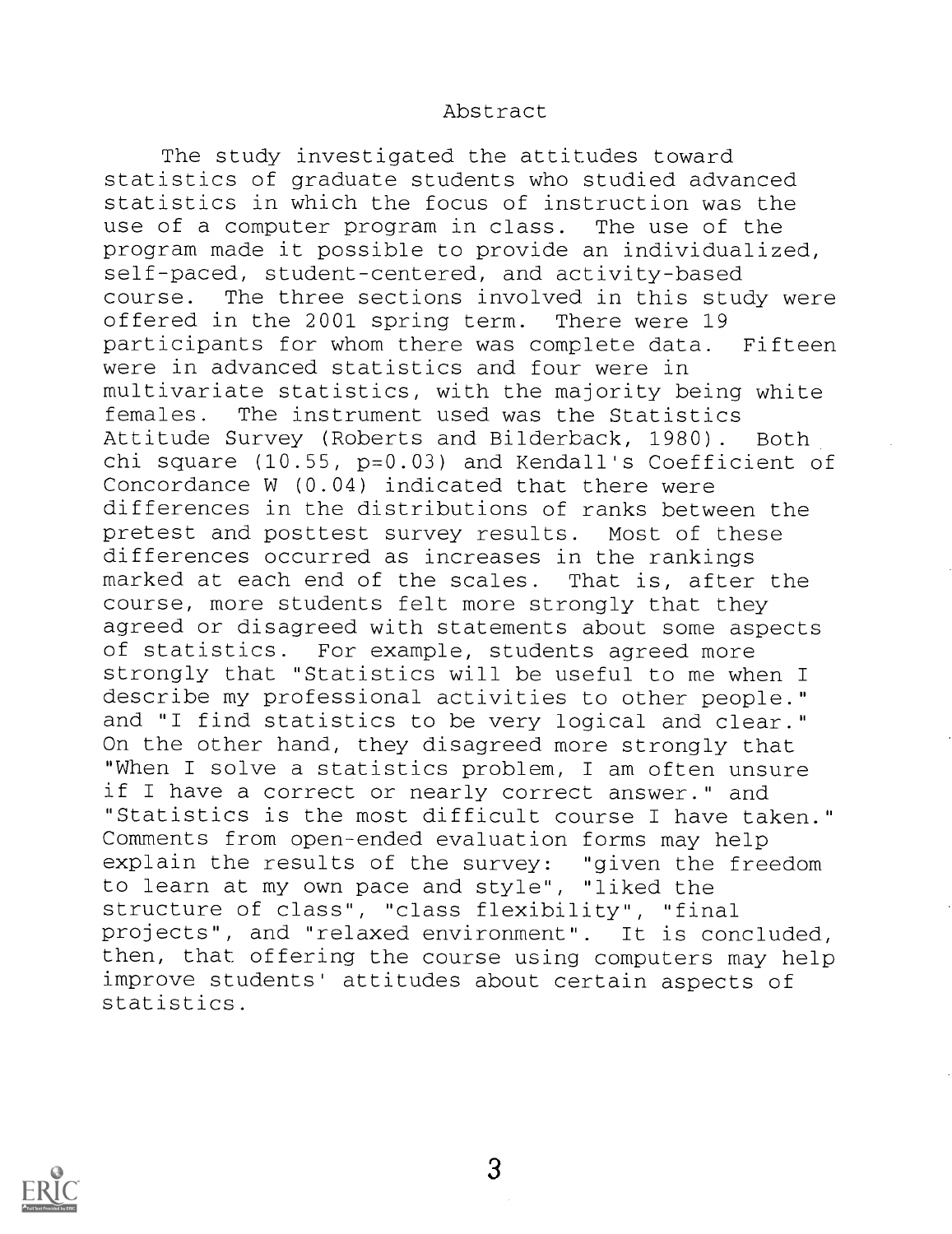# Abstract

The study investigated the attitudes toward statistics of graduate students who studied advanced statistics in which the focus of instruction was the use of a computer program in class. The use of the program made it possible to provide an individualized, self-paced, student-centered, and activity-based course. The three sections involved in this study were offered in the 2001 spring term. There were 19 participants for whom there was complete data. Fifteen were in advanced statistics and four were in multivariate statistics, with the majority being white females. The instrument used was the Statistics Attitude Survey (Roberts and Bilderback, 1980). Both chi square (10.55, $p=0.03$) and Kendall's Coefficient of Concordance W (0.04) indicated that there were differences in the distributions of ranks between the pretest and posttest survey results. Most of these differences occurred as increases in the rankings marked at each end of the scales. That is, after the course, more students felt more strongly that they agreed or disagreed with statements about some aspects of statistics. For example, students agreed more strongly that "Statistics will be useful to me when I describe my professional activities to other people." and "I find statistics to be very logical and clear." On the other hand, they disagreed more strongly that "When I solve a statistics problem, I am often unsure if I have a correct or nearly correct answer." and "Statistics is the most difficult course I have taken." Comments from open-ended evaluation forms may help explain the results of the survey: "given the freedom to learn at my own pace and style", "liked the structure of class", "class flexibility", "final projects", and "relaxed environment". It is concluded, then, that offering the course using computers may help improve students' attitudes about certain aspects of statistics.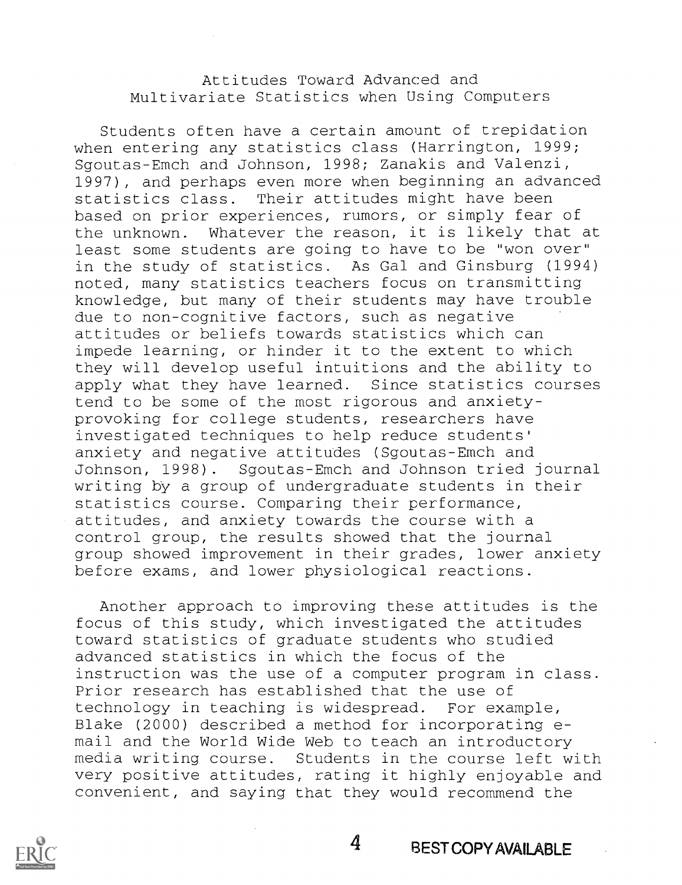## Attitudes Toward Advanced and Multivariate Statistics when Using Computers

Students often have a certain amount of trepidation when entering any statistics class (Harrington, 1999; Sgoutas-Emch and Johnson, 1998; Zanakis and Valenzi, 1997), and perhaps even more when beginning an advanced statistics class. Their attitudes might have been based on prior experiences, rumors, or simply fear of the unknown. Whatever the reason, it is likely that at least some students are going to have to be "won over" in the study of statistics. As Gal and Ginsburg (1994) noted, many statistics teachers focus on transmitting knowledge, but many of their students may have trouble due to non-cognitive factors, such as negative attitudes or beliefs towards statistics which can impede learning, or hinder it to the extent to which they will develop useful intuitions and the ability to apply what they have learned. Since statistics courses tend to be some of the most rigorous and anxiety-provoking for college students, researchers have investigated techniques to help reduce students' anxiety and negative attitudes (Sgoutas-Emch and Johnson, 1998). Sgoutas-Emch and Johnson tried journal writing by a group of undergraduate students in their statistics course. Comparing their performance, attitudes, and anxiety towards the course with a control group, the results showed that the journal group showed improvement in their grades, lower anxiety before exams, and lower physiological reactions.

Another approach to improving these attitudes is the focus of this study, which investigated the attitudes toward statistics of graduate students who studied advanced statistics in which the focus of the instruction was the use of a computer program in class. Prior research has established that the use of technology in teaching is widespread. For example, Blake (2000) described a method for incorporating e-mail and the World Wide Web to teach an introductory media writing course. Students in the course left with very positive attitudes, rating it highly enjoyable and convenient, and saying that they would recommend the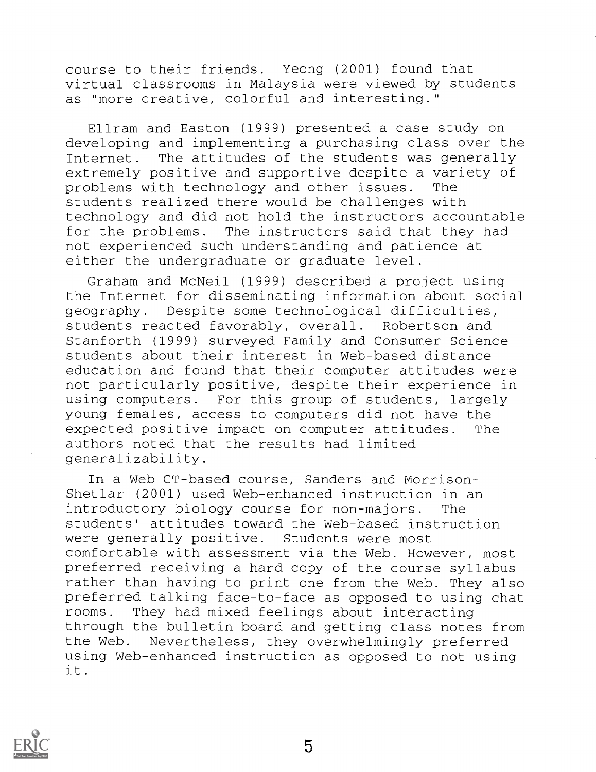course to their friends. Yeong (2001) found that virtual classrooms in Malaysia were viewed by students as "more creative, colorful and interesting."

Ellram and Easton (1999) presented a case study on developing and implementing a purchasing class over the Internet. The attitudes of the students was generally extremely positive and supportive despite a variety of problems with technology and other issues. The students realized there would be challenges with technology and did not hold the instructors accountable for the problems. The instructors said that they had not experienced such understanding and patience at either the undergraduate or graduate level.

Graham and McNeil (1999) described a project using the Internet for disseminating information about social geography. Despite some technological difficulties, students reacted favorably, overall. Robertson and Stanforth (1999) surveyed Family and Consumer Science students about their interest in Web-based distance education and found that their computer attitudes were not particularly positive, despite their experience in using computers. For this group of students, largely young females, access to computers did not have the expected positive impact on computer attitudes. The authors noted that the results had limited generalizability.

In a Web CT-based course, Sanders and Morrison-Shetlar (2001) used Web-enhanced instruction in an introductory biology course for non-majors. The students' attitudes toward the Web-based instruction were generally positive. Students were most comfortable with assessment via the Web. However, most preferred receiving a hard copy of the course syllabus rather than having to print one from the Web. They also preferred talking face-to-face as opposed to using chat rooms. They had mixed feelings about interacting through the bulletin board and getting class notes from the Web. Nevertheless, they overwhelmingly preferred using Web-enhanced instruction as opposed to not using it.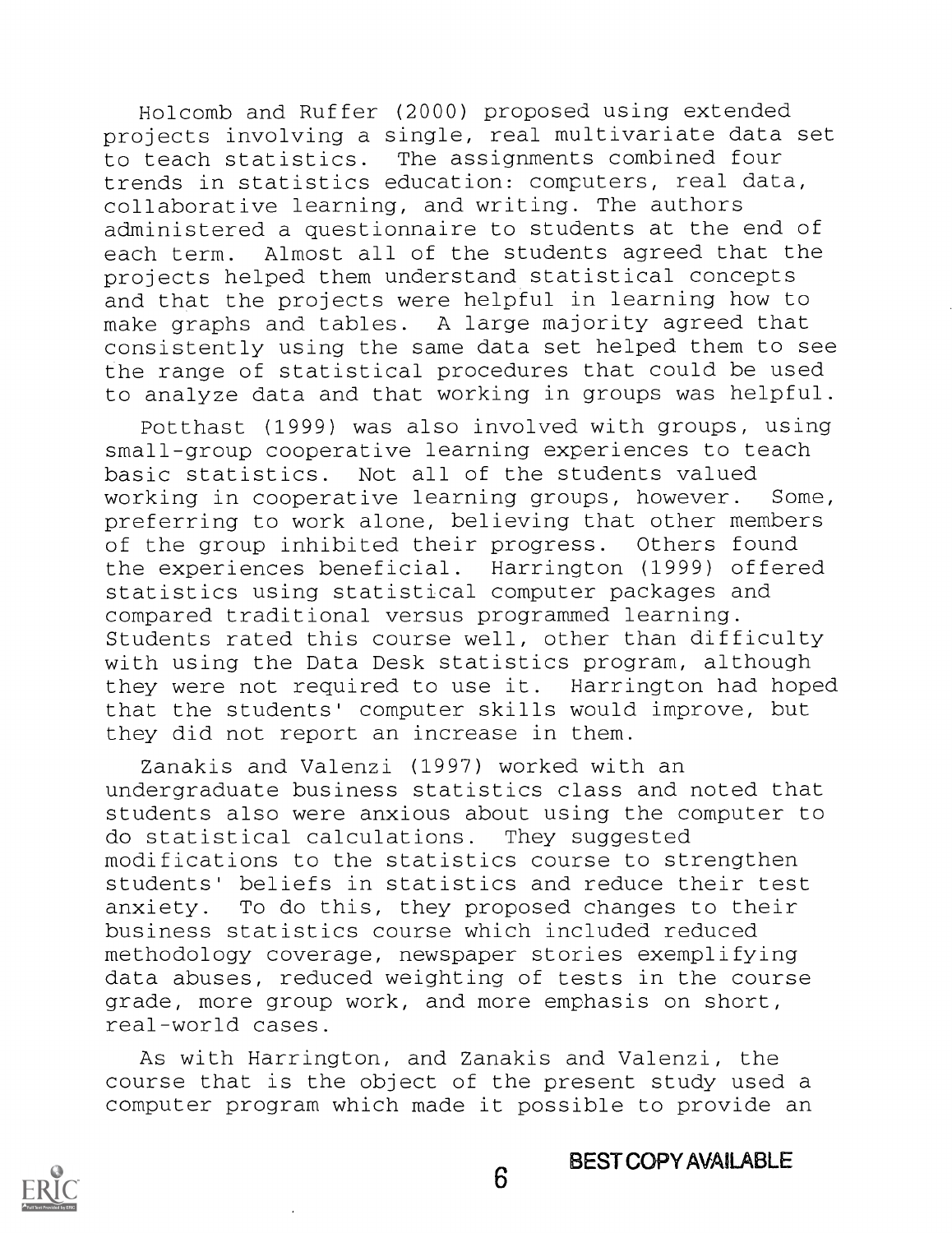Holcomb and Ruffer (2000) proposed using extended projects involving a single, real multivariate data set to teach statistics. The assignments combined four trends in statistics education: computers, real data, collaborative learning, and writing. The authors administered a questionnaire to students at the end of each term. Almost all of the students agreed that the projects helped them understand statistical concepts and that the projects were helpful in learning how to make graphs and tables. A large majority agreed that consistently using the same data set helped them to see the range of statistical procedures that could be used to analyze data and that working in groups was helpful.

Potthast (1999) was also involved with groups, using small-group cooperative learning experiences to teach basic statistics. Not all of the students valued working in cooperative learning groups, however. Some, preferring to work alone, believing that other members of the group inhibited their progress. Others found the experiences beneficial. Harrington (1999) offered statistics using statistical computer packages and compared traditional versus programmed learning. Students rated this course well, other than difficulty with using the Data Desk statistics program, although they were not required to use it. Harrington had hoped that the students' computer skills would improve, but they did not report an increase in them.

Zanakis and Valenzi (1997) worked with an undergraduate business statistics class and noted that students also were anxious about using the computer to do statistical calculations. They suggested modifications to the statistics course to strengthen students' beliefs in statistics and reduce their test anxiety. To do this, they proposed changes to their business statistics course which included reduced methodology coverage, newspaper stories exemplifying data abuses, reduced weighting of tests in the course grade, more group work, and more emphasis on short, real-world cases.

As with Harrington, and Zanakis and Valenzi, the course that is the object of the present study used a computer program which made it possible to provide an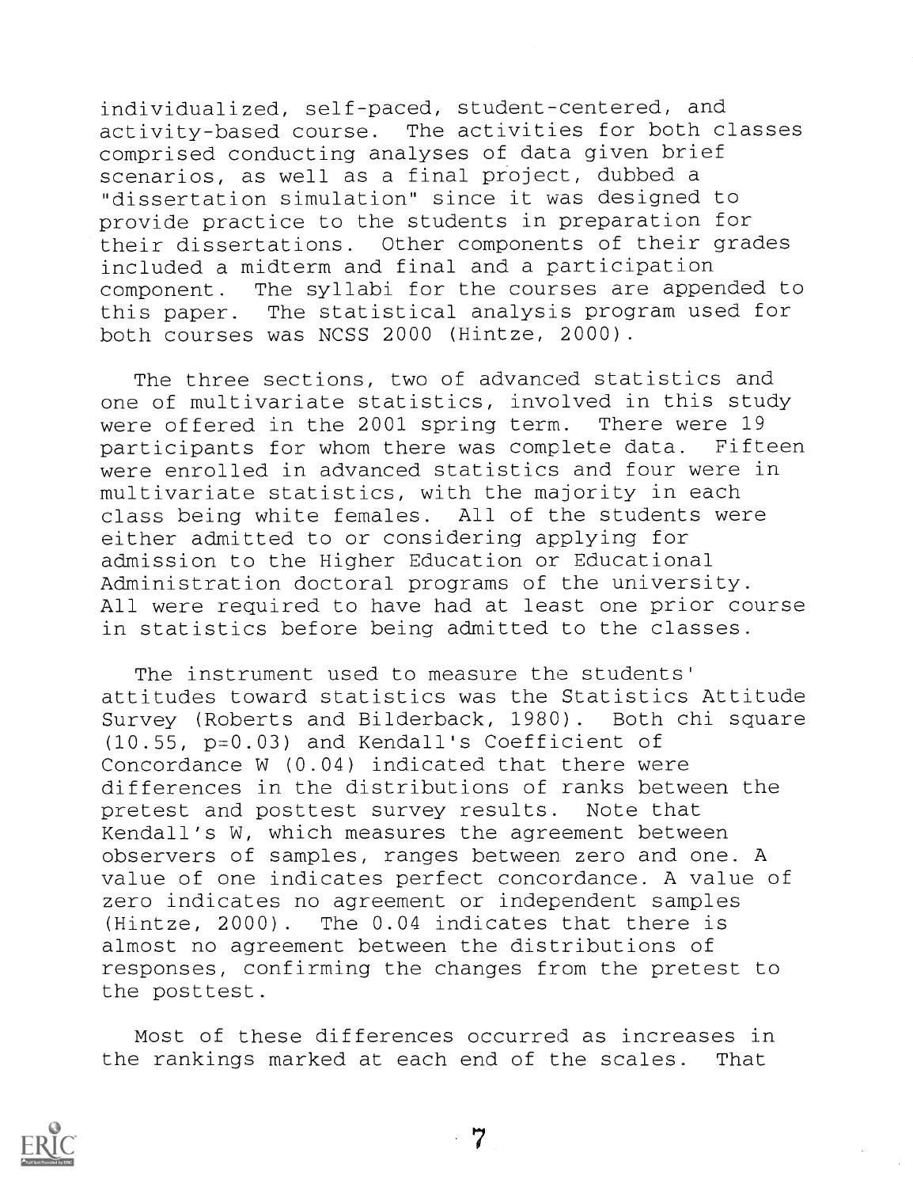individualized, self-paced, student-centered, and activity-based course. The activities for both classes comprised conducting analyses of data given brief scenarios, as well as a final project, dubbed a "dissertation simulation" since it was designed to provide practice to the students in preparation for their dissertations. Other components of their grades included a midterm and final and a participation component. The syllabi for the courses are appended to this paper. The statistical analysis program used for both courses was NCSS 2000 (Hintze, 2000).

The three sections, two of advanced statistics and one of multivariate statistics, involved in this study were offered in the 2001 spring term. There were 19 participants for whom there was complete data. Fifteen were enrolled in advanced statistics and four were in multivariate statistics, with the majority in each class being white females. All of the students were either admitted to or considering applying for admission to the Higher Education or Educational Administration doctoral programs of the university. All were required to have had at least one prior course in statistics before being admitted to the classes.

The instrument used to measure the students' attitudes toward statistics was the Statistics Attitude Survey (Roberts and Bilderback, 1980). Both chi square (10.55, $p=0.03$) and Kendall's Coefficient of Concordance W (0.04) indicated that there were differences in the distributions of ranks between the pretest and posttest survey results. Note that Kendall's W, which measures the agreement between observers of samples, ranges between zero and one. A value of one indicates perfect concordance. A value of zero indicates no agreement or independent samples (Hintze, 2000). The 0.04 indicates that there is almost no agreement between the distributions of responses, confirming the changes from the pretest to the posttest.

Most of these differences occurred as increases in the rankings marked at each end of the scales. That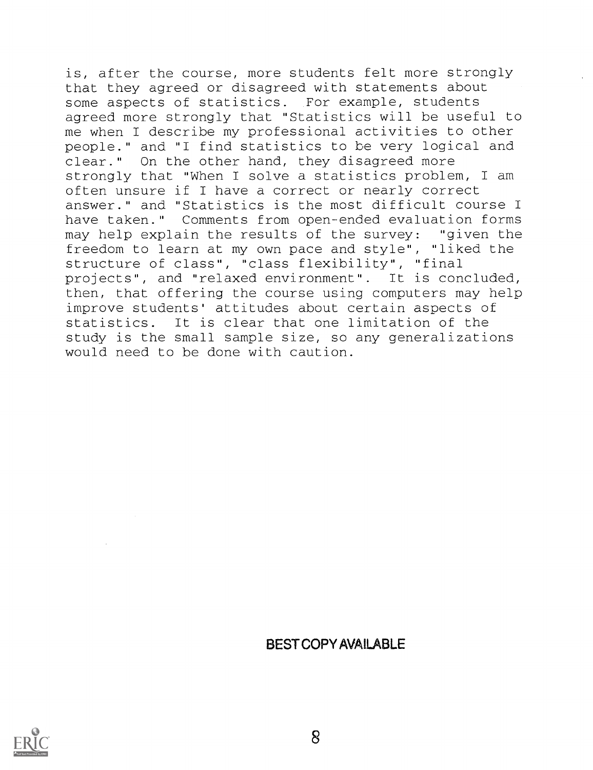is, after the course, more students felt more strongly that they agreed or disagreed with statements about some aspects of statistics. For example, students agreed more strongly that "Statistics will be useful to me when I describe my professional activities to other people." and "I find statistics to be very logical and clear." On the other hand, they disagreed more strongly that "When I solve a statistics problem, I am often unsure if I have a correct or nearly correct answer." and "Statistics is the most difficult course I have taken." Comments from open-ended evaluation forms may help explain the results of the survey: "given the freedom to learn at my own pace and style", "liked the structure of class", "class flexibility", "final projects", and "relaxed environment". It is concluded, then, that offering the course using computers may help improve students' attitudes about certain aspects of statistics. It is clear that one limitation of the study is the small sample size, so any generalizations would need to be done with caution.

BEST COPY AVAILABLE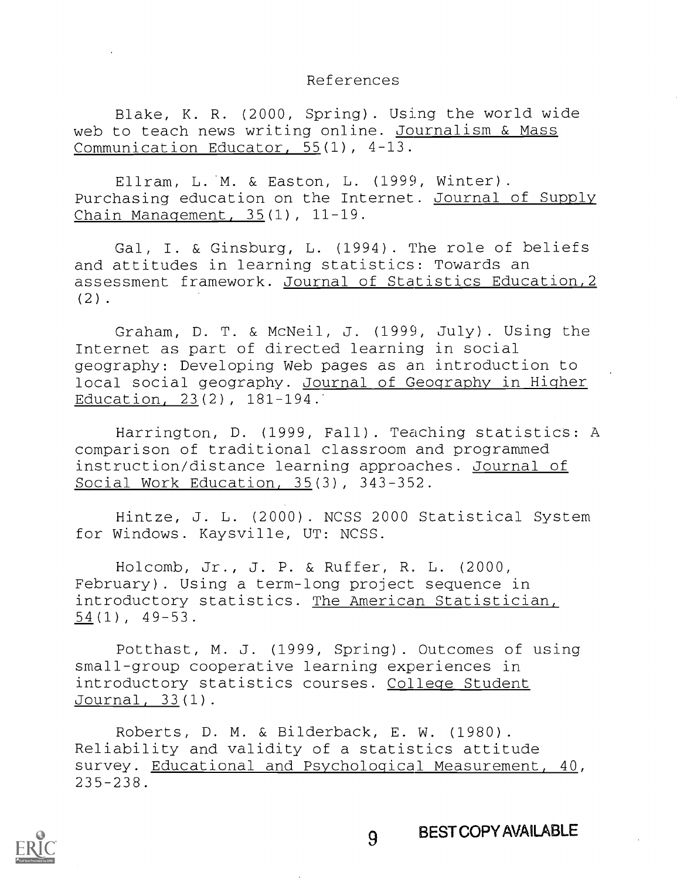# References

Blake, K. R. (2000, Spring). Using the world wide web to teach news writing online. Journalism & Mass Communication Educator, 55(1), 4-13.

Ellram, L. M. & Easton, L. (1999, Winter). Purchasing education on the Internet. Journal of Supply Chain Management, 35(1), 11-19.

Gal, I. & Ginsburg, L. (1994). The role of beliefs and attitudes in learning statistics: Towards an assessment framework. Journal of Statistics Education,2 (2).

Graham, D. T. & McNeil, J. (1999, July). Using the Internet as part of directed learning in social geography: Developing Web pages as an introduction to local social geography. Journal of Geography in Higher Education, 23(2), 181-194.

Harrington, D. (1999, Fall). Teaching statistics: A comparison of traditional classroom and programmed instruction/distance learning approaches. Journal of Social Work Education, 35(3), 343-352.

Hintze, J. L. (2000). NCSS 2000 Statistical System for Windows. Kaysville, UT: NCSS.

Holcomb, Jr., J. P. & Ruffer, R. L. (2000, February). Using a term-long project sequence in introductory statistics. The American Statistician, 54(1), 49-53.

Potthast, M. J. (1999, Spring). Outcomes of using small-group cooperative learning experiences in introductory statistics courses. College Student Journal, 33(1).

Roberts, D. M. & Bilderback, E. W. (1980). Reliability and validity of a statistics attitude survey. Educational and Psychological Measurement, 40, 235-238.

BEST COPY AVAILABLE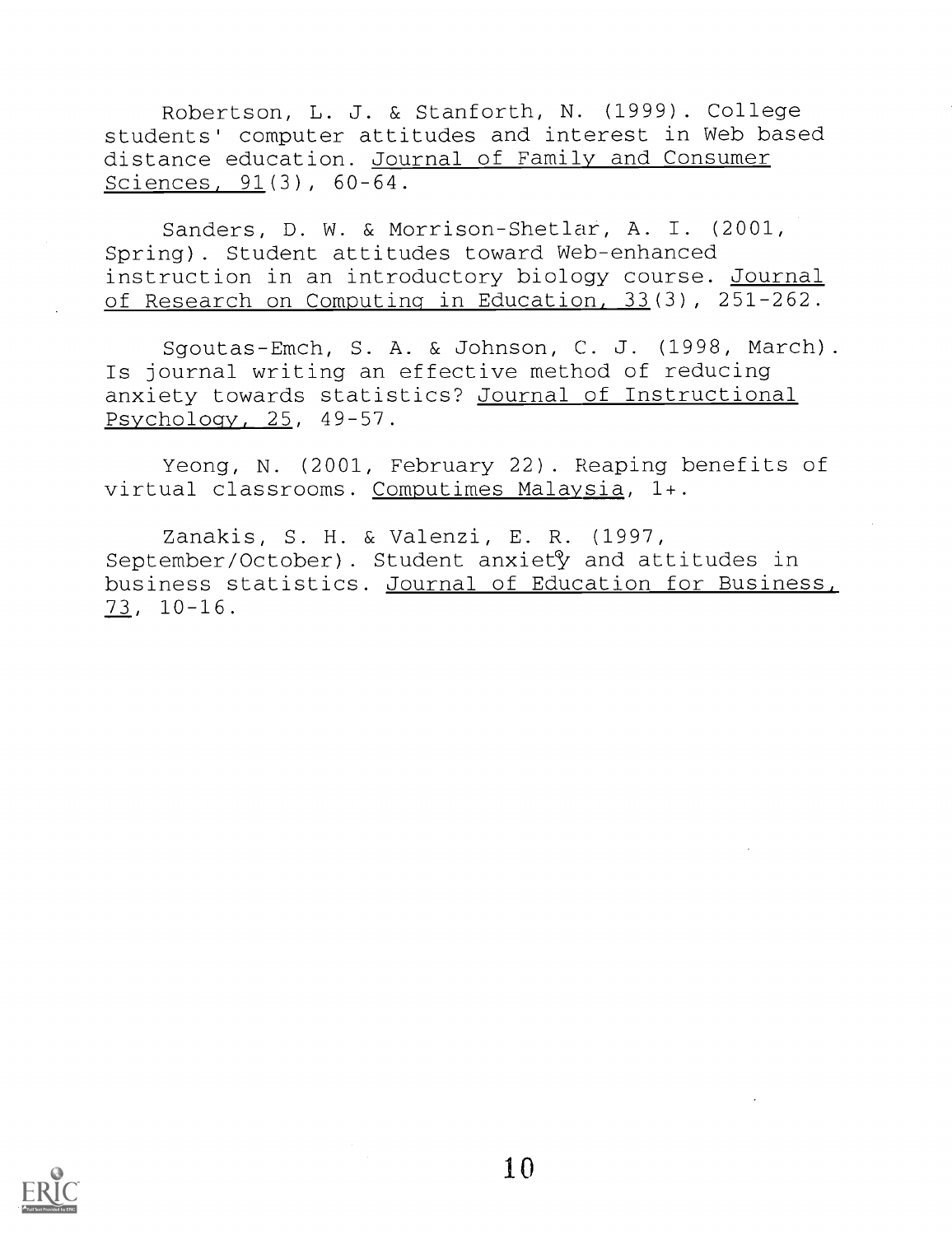Robertson, L. J. & Stanforth, N. (1999). College students' computer attitudes and interest in Web based distance education. _Journal of Family and Consumer Sciences, 91_(3), 60-64.

Sanders, D. W. & Morrison-Shetlar, A. I. (2001, Spring). Student attitudes toward Web-enhanced instruction in an introductory biology course. _Journal of Research on Computing in Education, 33_(3), 251-262.

Sgoutas-Emch, S. A. & Johnson, C. J. (1998, March). Is journal writing an effective method of reducing anxiety towards statistics? _Journal of Instructional Psychology, 25_, 49-57.

Yeong, N. (2001, February 22). Reaping benefits of virtual classrooms. _Computimes Malaysia_, 1+.

Zanakis, S. H. & Valenzi, E. R. (1997, September/October). Student anxiety and attitudes in business statistics. _Journal of Education for Business, 73_, 10-16.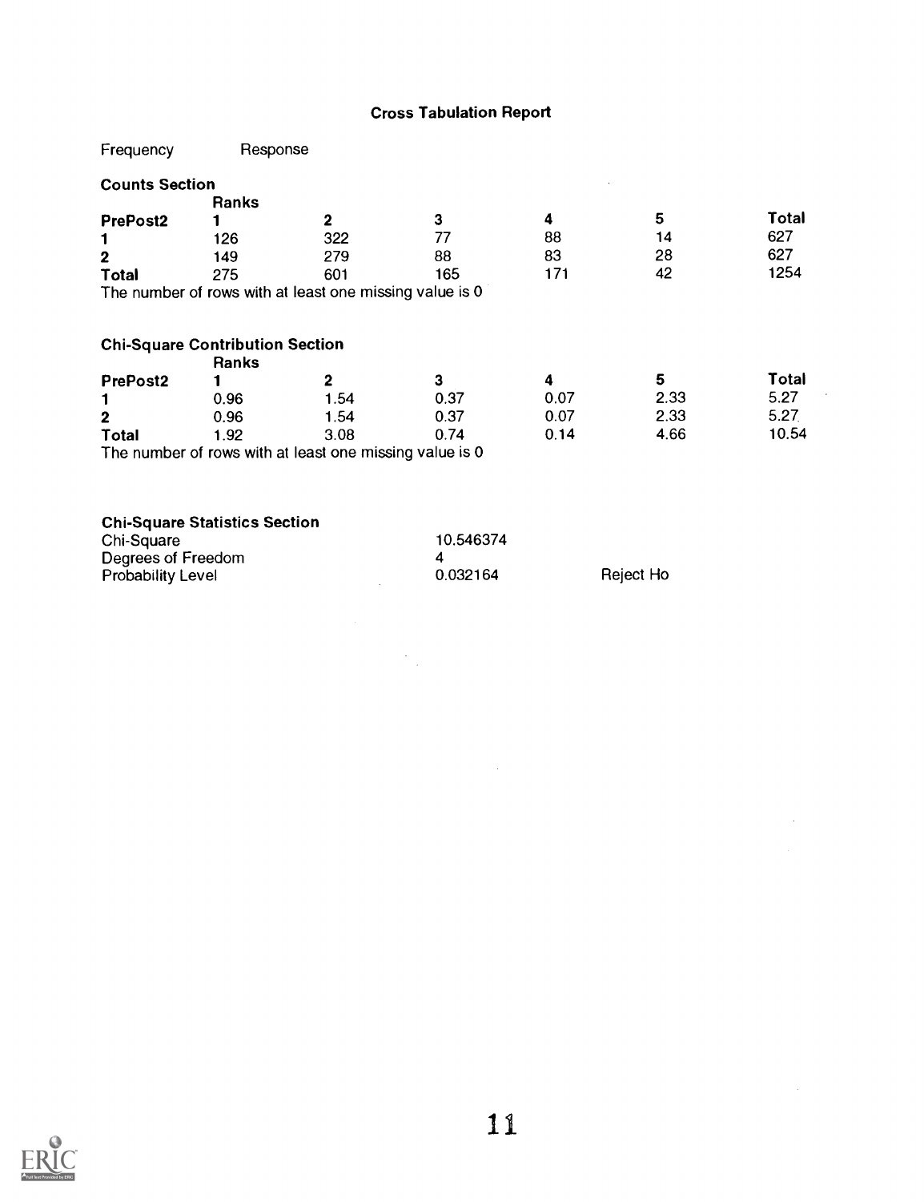# Cross Tabulation Report

Frequency Response

**Counts Section**

| PrePost2 | Ranks 1 | 2 | 3 | 4 | 5 | Total |
|---|---|---|---|---|---|---|
| 1 | 126 | 322 | 77 | 88 | 14 | 627 |
| 2 | 149 | 279 | 88 | 83 | 28 | 627 |
| Total | 275 | 601 | 165 | 171 | 42 | 1254 |

The number of rows with at least one missing value is 0

**Chi-Square Contribution Section**

| PrePost2 | Ranks 1 | 2 | 3 | 4 | 5 | Total |
|---|---|---|---|---|---|---|
| 1 | 0.96 | 1.54 | 0.37 | 0.07 | 2.33 | 5.27 |
| 2 | 0.96 | 1.54 | 0.37 | 0.07 | 2.33 | 5.27 |
| Total | 1.92 | 3.08 | 0.74 | 0.14 | 4.66 | 10.54 |

The number of rows with at least one missing value is 0

**Chi-Square Statistics Section**

| | | |
|---|---|---|
| Chi-Square | 10.546374 | |
| Degrees of Freedom | 4 | |
| Probability Level | 0.032164 | Reject Ho |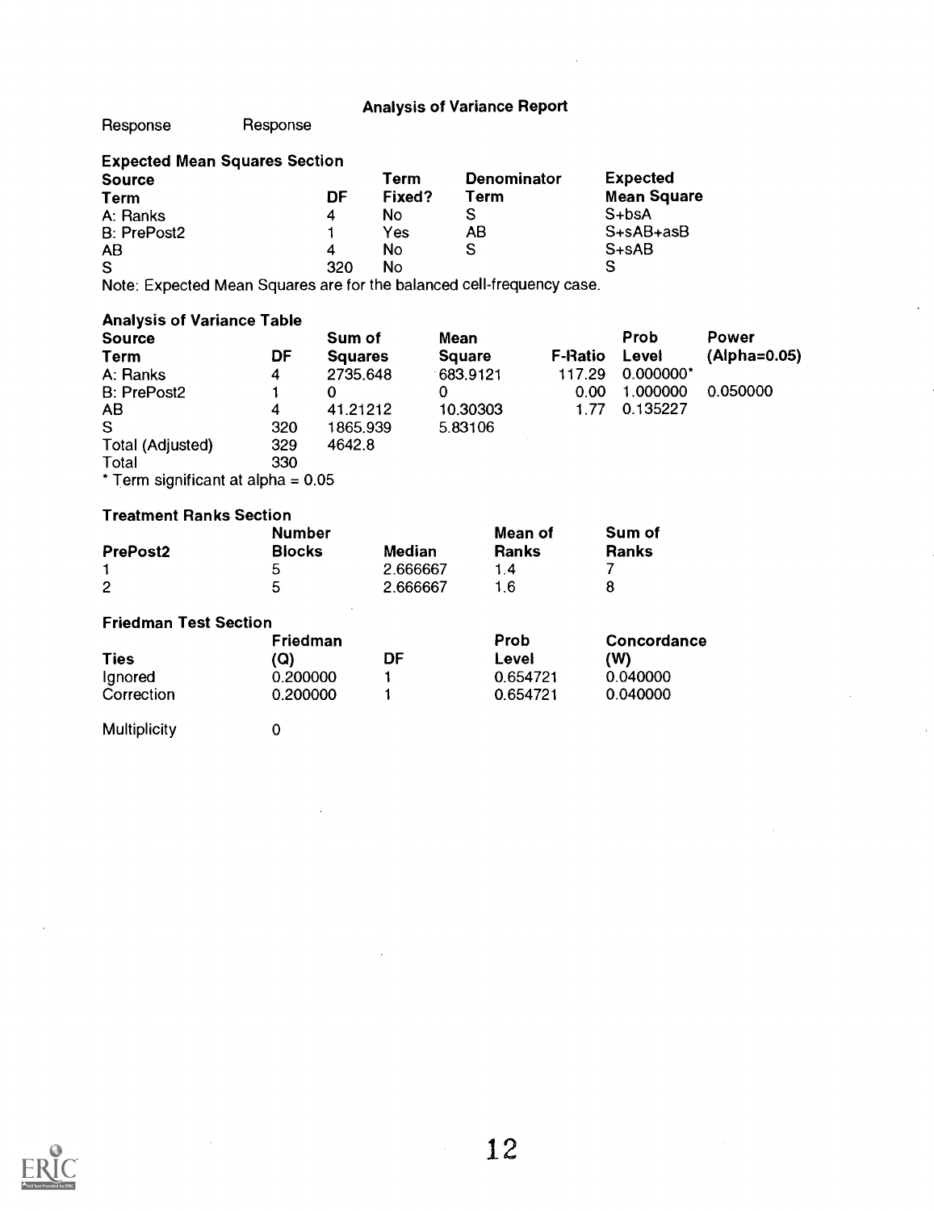# Analysis of Variance Report

Response Response

## Expected Mean Squares Section

| Source Term | DF | Term Fixed? | Denominator Term | Expected Mean Square |
|---|---|---|---|---|
| A: Ranks | 4 | No | S | S+bsA |
| B: PrePost2 | 1 | Yes | AB | S+sAB+asB |
| AB | 4 | No | S | S+sAB |
| S | 320 | No | | S |

Note: Expected Mean Squares are for the balanced cell-frequency case.

## Analysis of Variance Table

| Source Term | DF | Sum of Squares | Mean Square | F-Ratio | Prob Level | Power (Alpha=0.05) |
|---|---|---|---|---|---|---|
| A: Ranks | 4 | 2735.648 | 683.9121 | 117.29 | 0.000000* | |
| B: PrePost2 | 1 | 0 | 0 | 0.00 | 1.000000 | 0.050000 |
| AB | 4 | 41.21212 | 10.30303 | 1.77 | 0.135227 | |
| S | 320 | 1865.939 | 5.83106 | | | |
| Total (Adjusted) | 329 | 4642.8 | | | | |
| Total | 330 | | | | | |

* Term significant at alpha = 0.05

## Treatment Ranks Section

| PrePost2 | Number Blocks | Median | Mean of Ranks | Sum of Ranks |
|---|---|---|---|---|
| 1 | 5 | 2.666667 | 1.4 | 7 |
| 2 | 5 | 2.666667 | 1.6 | 8 |

## Friedman Test Section

| Ties | Friedman (Q) | DF | Prob Level | Concordance (W) |
|---|---|---|---|---|
| Ignored | 0.200000 | 1 | 0.654721 | 0.040000 |
| Correction | 0.200000 | 1 | 0.654721 | 0.040000 |

Multiplicity 0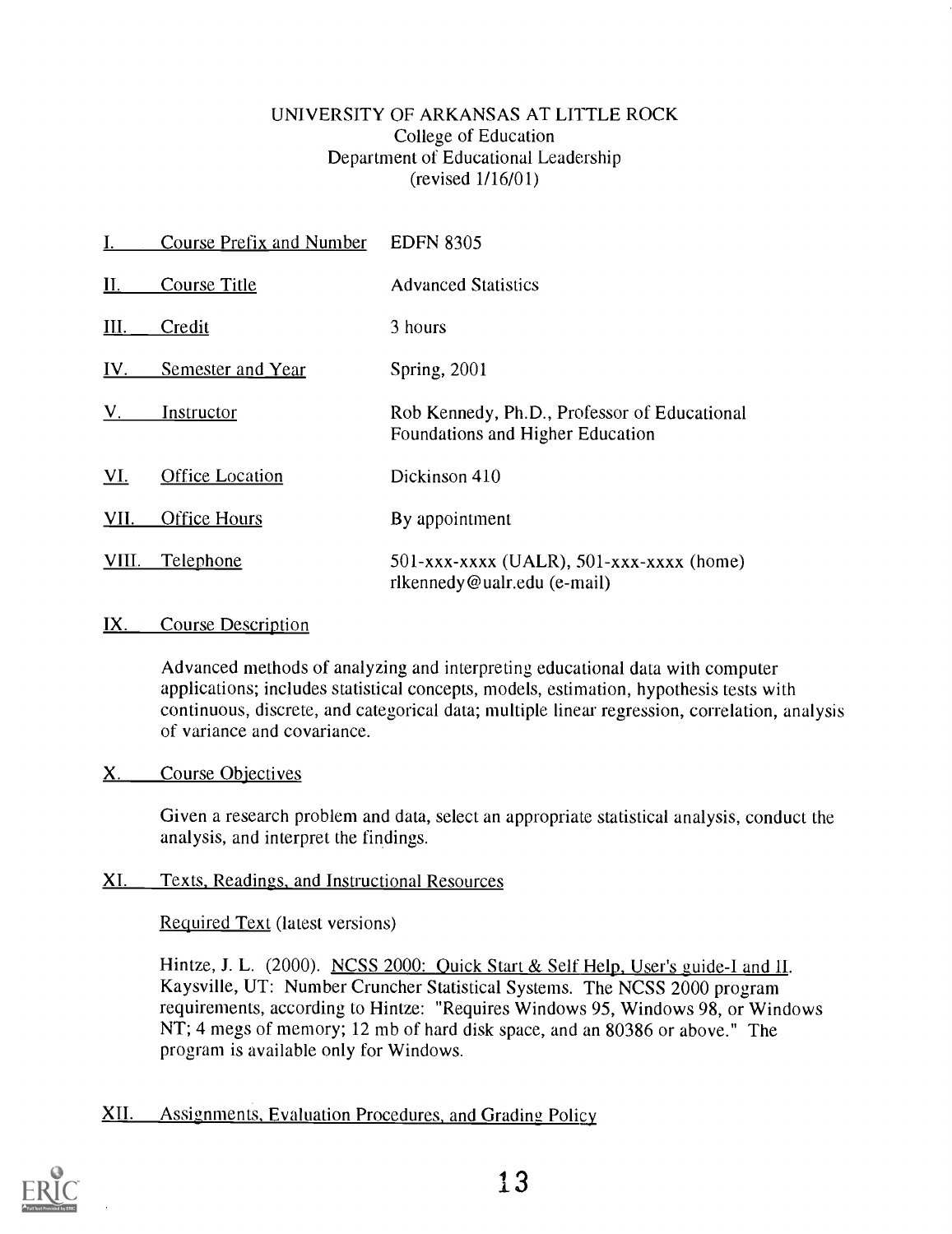UNIVERSITY OF ARKANSAS AT LITTLE ROCK
College of Education
Department of Educational Leadership
(revised 1/16/01)

| | | |
|---|---|---|
| I. | Course Prefix and Number | EDFN 8305 |
| II. | Course Title | Advanced Statistics |
| III. | Credit | 3 hours |
| IV. | Semester and Year | Spring, 2001 |
| V. | Instructor | Rob Kennedy, Ph.D., Professor of Educational Foundations and Higher Education |
| VI. | Office Location | Dickinson 410 |
| VII. | Office Hours | By appointment |
| VIII. | Telephone | 501-xxx-xxxx (UALR), 501-xxx-xxxx (home) rlkennedy@ualr.edu (e-mail) |

## IX. Course Description

Advanced methods of analyzing and interpreting educational data with computer applications; includes statistical concepts, models, estimation, hypothesis tests with continuous, discrete, and categorical data; multiple linear regression, correlation, analysis of variance and covariance.

## X. Course Objectives

Given a research problem and data, select an appropriate statistical analysis, conduct the analysis, and interpret the findings.

## XI. Texts, Readings, and Instructional Resources

Required Text (latest versions)

Hintze, J. L. (2000). NCSS 2000: Quick Start & Self Help, User's guide-I and II. Kaysville, UT: Number Cruncher Statistical Systems. The NCSS 2000 program requirements, according to Hintze: "Requires Windows 95, Windows 98, or Windows NT; 4 megs of memory; 12 mb of hard disk space, and an 80386 or above." The program is available only for Windows.

## XII. Assignments, Evaluation Procedures, and Grading Policy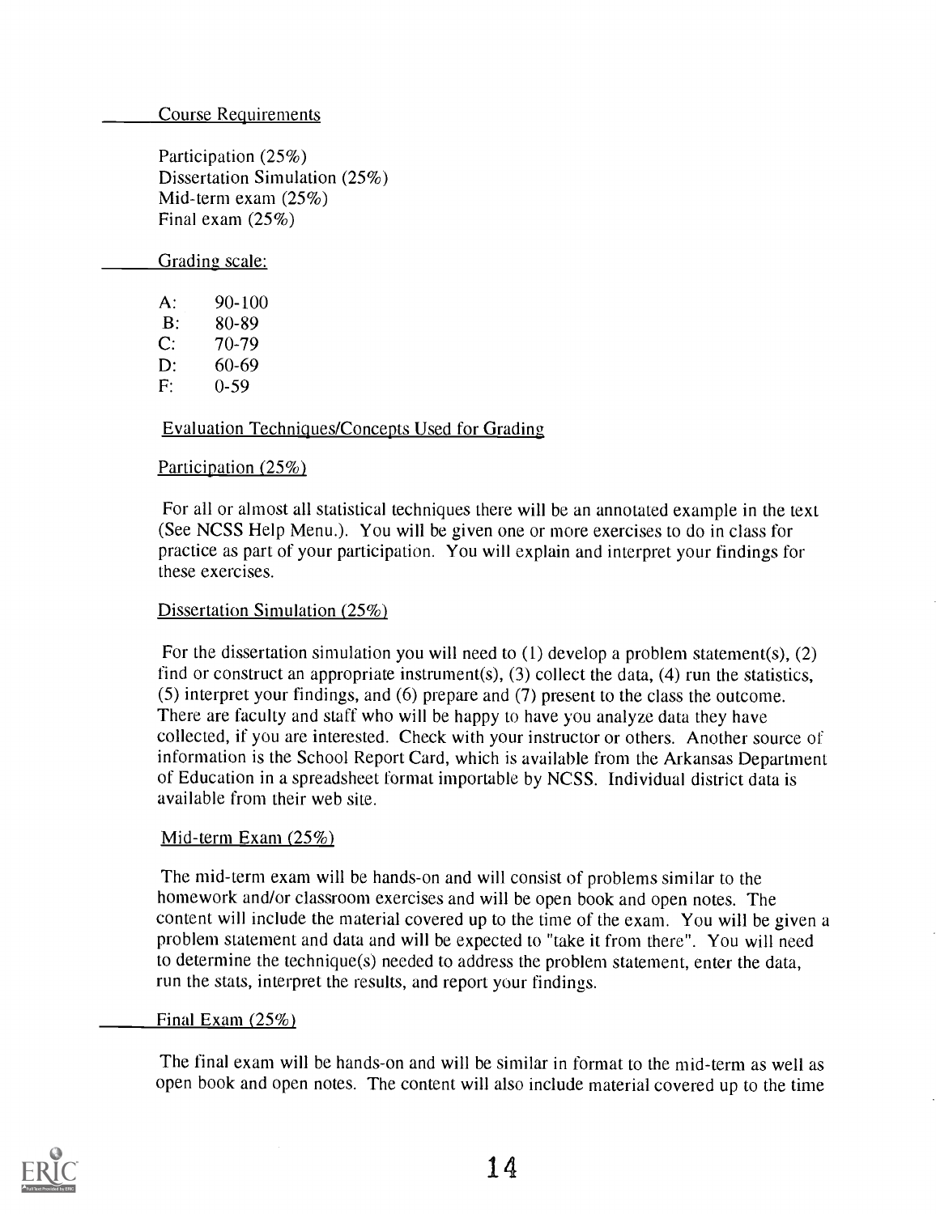## Course Requirements

Participation (25%)
Dissertation Simulation (25%)
Mid-term exam (25%)
Final exam (25%)

## Grading scale:

| | |
|---|---|
| A: | 90-100 |
| B: | 80-89 |
| C: | 70-79 |
| D: | 60-69 |
| F: | 0-59 |

## Evaluation Techniques/Concepts Used for Grading

### Participation (25%)

For all or almost all statistical techniques there will be an annotated example in the text (See NCSS Help Menu.). You will be given one or more exercises to do in class for practice as part of your participation. You will explain and interpret your findings for these exercises.

### Dissertation Simulation (25%)

For the dissertation simulation you will need to (1) develop a problem statement(s), (2) find or construct an appropriate instrument(s), (3) collect the data, (4) run the statistics, (5) interpret your findings, and (6) prepare and (7) present to the class the outcome. There are faculty and staff who will be happy to have you analyze data they have collected, if you are interested. Check with your instructor or others. Another source of information is the School Report Card, which is available from the Arkansas Department of Education in a spreadsheet format importable by NCSS. Individual district data is available from their web site.

### Mid-term Exam (25%)

The mid-term exam will be hands-on and will consist of problems similar to the homework and/or classroom exercises and will be open book and open notes. The content will include the material covered up to the time of the exam. You will be given a problem statement and data and will be expected to "take it from there". You will need to determine the technique(s) needed to address the problem statement, enter the data, run the stats, interpret the results, and report your findings.

### Final Exam (25%)

The final exam will be hands-on and will be similar in format to the mid-term as well as open book and open notes. The content will also include material covered up to the time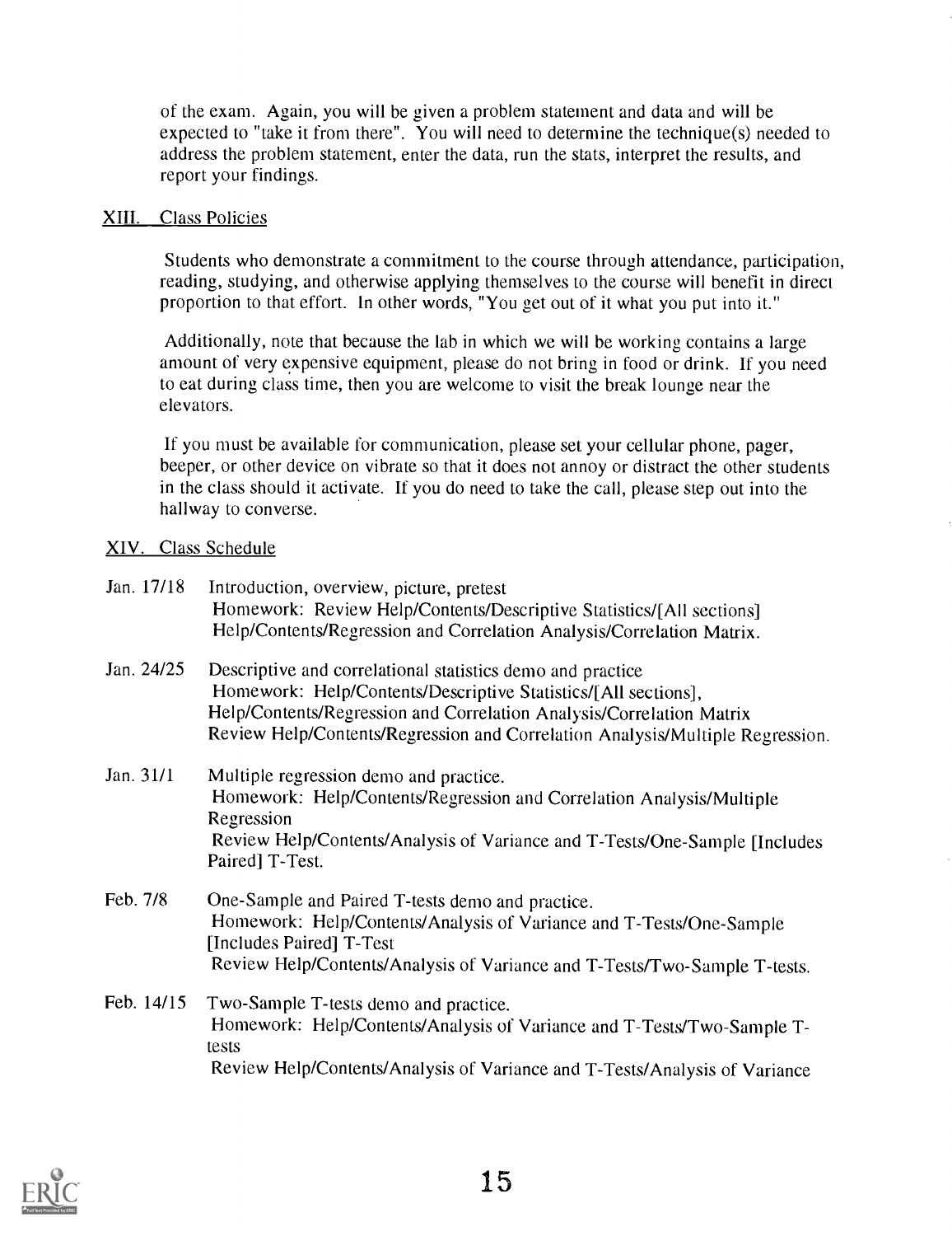of the exam. Again, you will be given a problem statement and data and will be expected to "take it from there". You will need to determine the technique(s) needed to address the problem statement, enter the data, run the stats, interpret the results, and report your findings.

## XIII. Class Policies

Students who demonstrate a commitment to the course through attendance, participation, reading, studying, and otherwise applying themselves to the course will benefit in direct proportion to that effort. In other words, "You get out of it what you put into it."

Additionally, note that because the lab in which we will be working contains a large amount of very expensive equipment, please do not bring in food or drink. If you need to eat during class time, then you are welcome to visit the break lounge near the elevators.

If you must be available for communication, please set your cellular phone, pager, beeper, or other device on vibrate so that it does not annoy or distract the other students in the class should it activate. If you do need to take the call, please step out into the hallway to converse.

## XIV. Class Schedule

**Jan. 17/18** Introduction, overview, picture, pretest
Homework: Review Help/Contents/Descriptive Statistics/[All sections] Help/Contents/Regression and Correlation Analysis/Correlation Matrix.

**Jan. 24/25** Descriptive and correlational statistics demo and practice
Homework: Help/Contents/Descriptive Statistics/[All sections], Help/Contents/Regression and Correlation Analysis/Correlation Matrix
Review Help/Contents/Regression and Correlation Analysis/Multiple Regression.

**Jan. 31/1** Multiple regression demo and practice.
Homework: Help/Contents/Regression and Correlation Analysis/Multiple Regression
Review Help/Contents/Analysis of Variance and T-Tests/One-Sample [Includes Paired] T-Test.

**Feb. 7/8** One-Sample and Paired T-tests demo and practice.
Homework: Help/Contents/Analysis of Variance and T-Tests/One-Sample [Includes Paired] T-Test
Review Help/Contents/Analysis of Variance and T-Tests/Two-Sample T-tests.

**Feb. 14/15** Two-Sample T-tests demo and practice.
Homework: Help/Contents/Analysis of Variance and T-Tests/Two-Sample T-tests
Review Help/Contents/Analysis of Variance and T-Tests/Analysis of Variance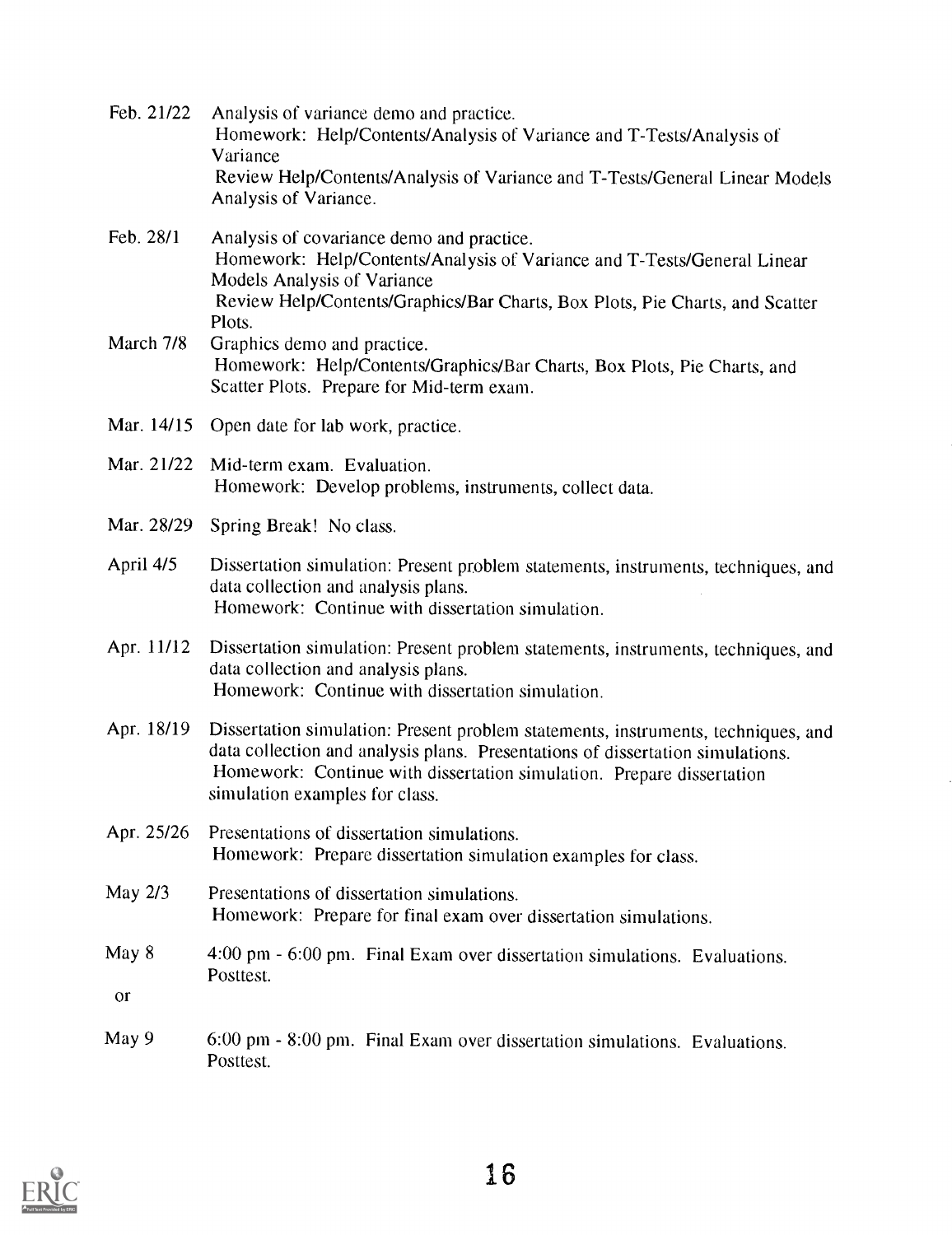Feb. 21/22 Analysis of variance demo and practice.
Homework: Help/Contents/Analysis of Variance and T-Tests/Analysis of Variance
Review Help/Contents/Analysis of Variance and T-Tests/General Linear Models Analysis of Variance.

Feb. 28/1 Analysis of covariance demo and practice.
Homework: Help/Contents/Analysis of Variance and T-Tests/General Linear Models Analysis of Variance
Review Help/Contents/Graphics/Bar Charts, Box Plots, Pie Charts, and Scatter Plots.

March 7/8 Graphics demo and practice.
Homework: Help/Contents/Graphics/Bar Charts, Box Plots, Pie Charts, and Scatter Plots. Prepare for Mid-term exam.

Mar. 14/15 Open date for lab work, practice.

Mar. 21/22 Mid-term exam. Evaluation.
Homework: Develop problems, instruments, collect data.

Mar. 28/29 Spring Break! No class.

April 4/5 Dissertation simulation: Present problem statements, instruments, techniques, and data collection and analysis plans.
Homework: Continue with dissertation simulation.

Apr. 11/12 Dissertation simulation: Present problem statements, instruments, techniques, and data collection and analysis plans.
Homework: Continue with dissertation simulation.

Apr. 18/19 Dissertation simulation: Present problem statements, instruments, techniques, and data collection and analysis plans. Presentations of dissertation simulations.
Homework: Continue with dissertation simulation. Prepare dissertation simulation examples for class.

Apr. 25/26 Presentations of dissertation simulations.
Homework: Prepare dissertation simulation examples for class.

May 2/3 Presentations of dissertation simulations.
Homework: Prepare for final exam over dissertation simulations.

May 8 4:00 pm - 6:00 pm. Final Exam over dissertation simulations. Evaluations. Posttest.

or

May 9 6:00 pm - 8:00 pm. Final Exam over dissertation simulations. Evaluations. Posttest.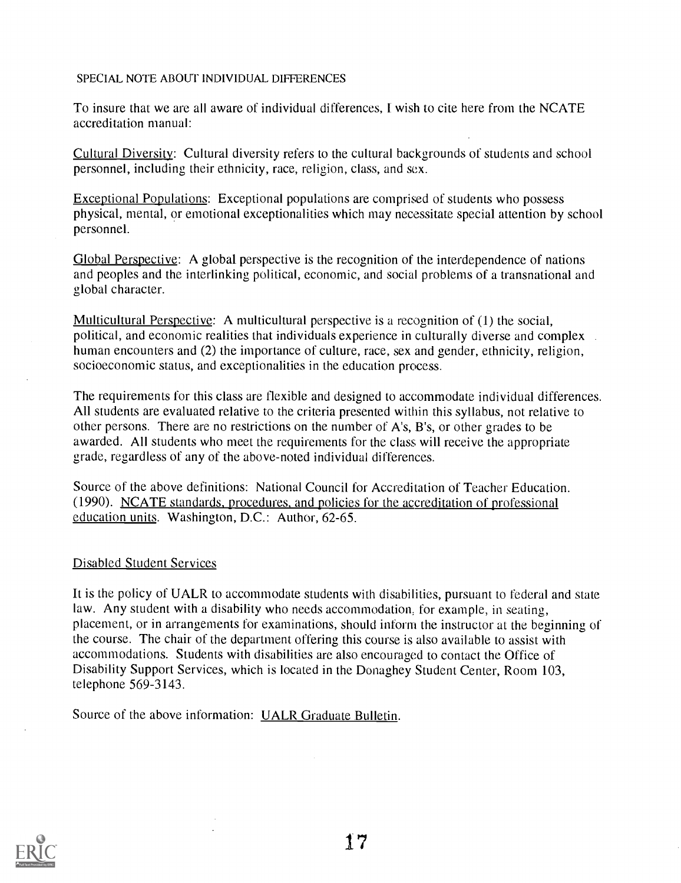SPECIAL NOTE ABOUT INDIVIDUAL DIFFERENCES

To insure that we are all aware of individual differences, I wish to cite here from the NCATE accreditation manual:

Cultural Diversity: Cultural diversity refers to the cultural backgrounds of students and school personnel, including their ethnicity, race, religion, class, and sex.

Exceptional Populations: Exceptional populations are comprised of students who possess physical, mental, or emotional exceptionalities which may necessitate special attention by school personnel.

Global Perspective: A global perspective is the recognition of the interdependence of nations and peoples and the interlinking political, economic, and social problems of a transnational and global character.

Multicultural Perspective: A multicultural perspective is a recognition of (1) the social, political, and economic realities that individuals experience in culturally diverse and complex human encounters and (2) the importance of culture, race, sex and gender, ethnicity, religion, socioeconomic status, and exceptionalities in the education process.

The requirements for this class are flexible and designed to accommodate individual differences. All students are evaluated relative to the criteria presented within this syllabus, not relative to other persons. There are no restrictions on the number of A's, B's, or other grades to be awarded. All students who meet the requirements for the class will receive the appropriate grade, regardless of any of the above-noted individual differences.

Source of the above definitions: National Council for Accreditation of Teacher Education. (1990). NCATE standards, procedures, and policies for the accreditation of professional education units. Washington, D.C.: Author, 62-65.

## Disabled Student Services

It is the policy of UALR to accommodate students with disabilities, pursuant to federal and state law. Any student with a disability who needs accommodation, for example, in seating, placement, or in arrangements for examinations, should inform the instructor at the beginning of the course. The chair of the department offering this course is also available to assist with accommodations. Students with disabilities are also encouraged to contact the Office of Disability Support Services, which is located in the Donaghey Student Center, Room 103, telephone 569-3143.

Source of the above information: UALR Graduate Bulletin.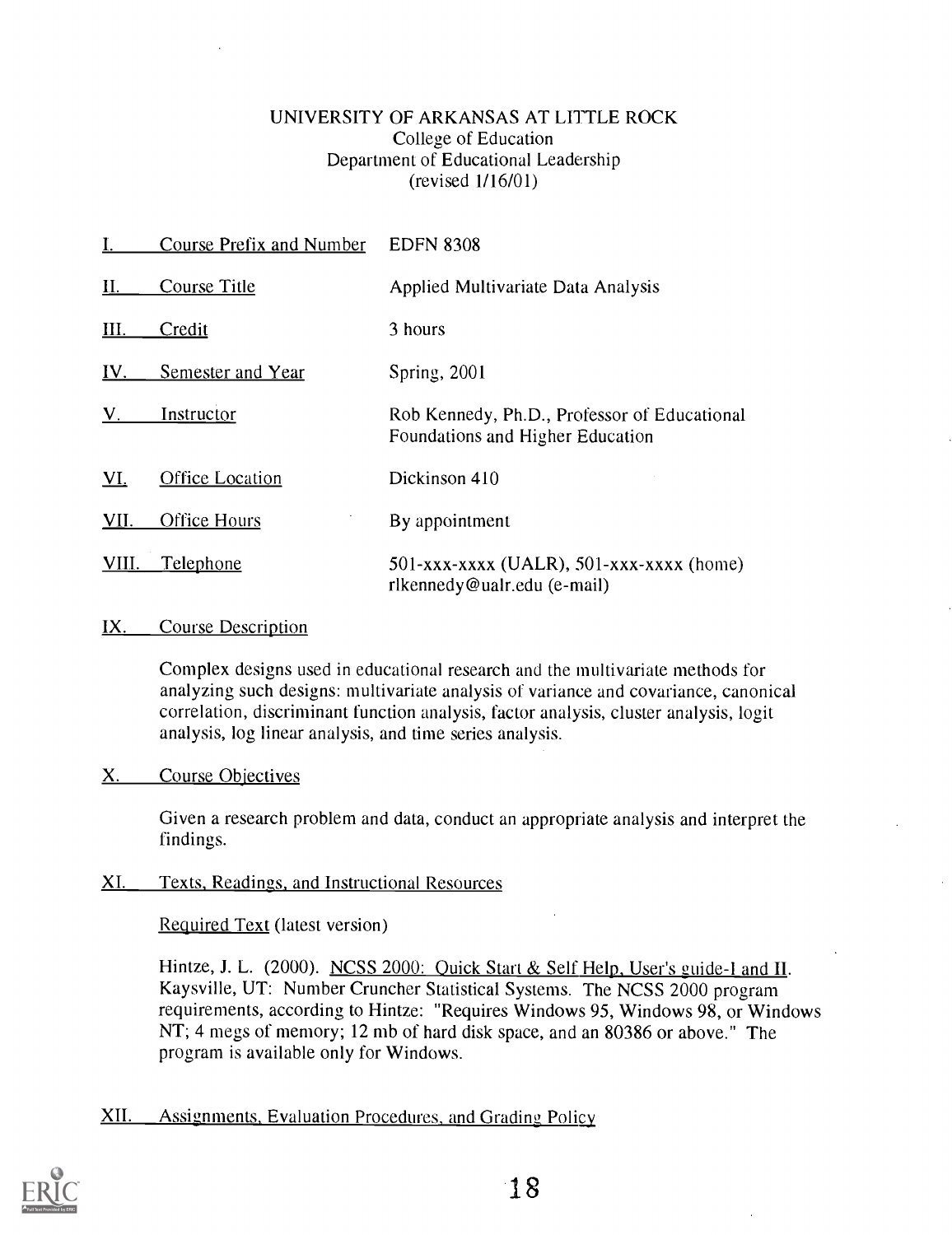UNIVERSITY OF ARKANSAS AT LITTLE ROCK
College of Education
Department of Educational Leadership
(revised 1/16/01)

| | | |
|---|---|---|
| I. | Course Prefix and Number | EDFN 8308 |
| II. | Course Title | Applied Multivariate Data Analysis |
| III. | Credit | 3 hours |
| IV. | Semester and Year | Spring, 2001 |
| V. | Instructor | Rob Kennedy, Ph.D., Professor of Educational Foundations and Higher Education |
| VI. | Office Location | Dickinson 410 |
| VII. | Office Hours | By appointment |
| VIII. | Telephone | 501-xxx-xxxx (UALR), 501-xxx-xxxx (home) rlkennedy@ualr.edu (e-mail) |

## IX. Course Description

Complex designs used in educational research and the multivariate methods for analyzing such designs: multivariate analysis of variance and covariance, canonical correlation, discriminant function analysis, factor analysis, cluster analysis, logit analysis, log linear analysis, and time series analysis.

## X. Course Objectives

Given a research problem and data, conduct an appropriate analysis and interpret the findings.

## XI. Texts, Readings, and Instructional Resources

Required Text (latest version)

Hintze, J. L. (2000). NCSS 2000: Quick Start & Self Help, User's guide-I and II. Kaysville, UT: Number Cruncher Statistical Systems. The NCSS 2000 program requirements, according to Hintze: "Requires Windows 95, Windows 98, or Windows NT; 4 megs of memory; 12 mb of hard disk space, and an 80386 or above." The program is available only for Windows.

## XII. Assignments, Evaluation Procedures, and Grading Policy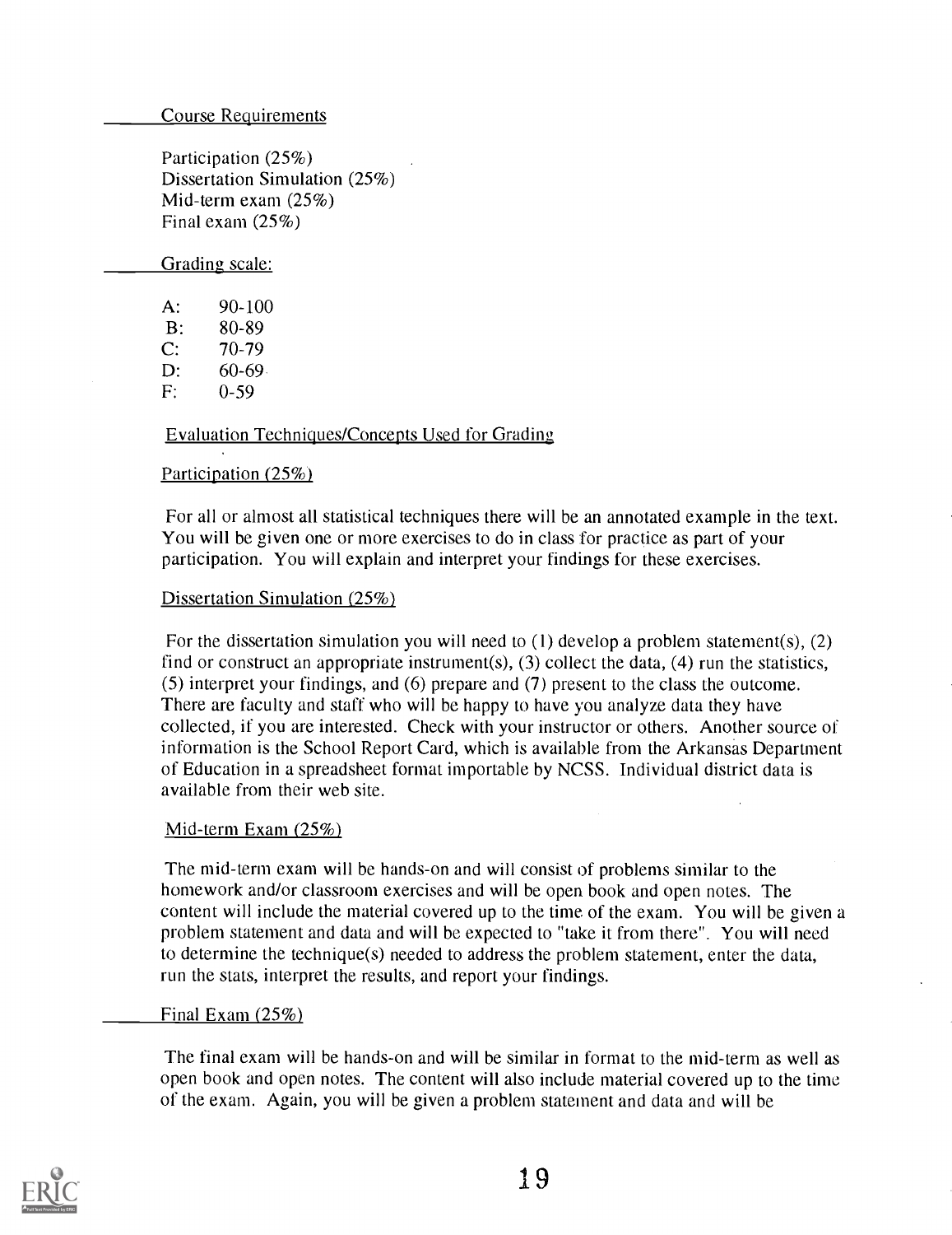## Course Requirements

Participation (25%)
Dissertation Simulation (25%)
Mid-term exam (25%)
Final exam (25%)

## Grading scale:

A: 90-100
B: 80-89
C: 70-79
D: 60-69
F: 0-59

## Evaluation Techniques/Concepts Used for Grading

### Participation (25%)

For all or almost all statistical techniques there will be an annotated example in the text. You will be given one or more exercises to do in class for practice as part of your participation. You will explain and interpret your findings for these exercises.

### Dissertation Simulation (25%)

For the dissertation simulation you will need to (1) develop a problem statement(s), (2) find or construct an appropriate instrument(s), (3) collect the data, (4) run the statistics, (5) interpret your findings, and (6) prepare and (7) present to the class the outcome. There are faculty and staff who will be happy to have you analyze data they have collected, if you are interested. Check with your instructor or others. Another source of information is the School Report Card, which is available from the Arkansas Department of Education in a spreadsheet format importable by NCSS. Individual district data is available from their web site.

### Mid-term Exam (25%)

The mid-term exam will be hands-on and will consist of problems similar to the homework and/or classroom exercises and will be open book and open notes. The content will include the material covered up to the time of the exam. You will be given a problem statement and data and will be expected to "take it from there". You will need to determine the technique(s) needed to address the problem statement, enter the data, run the stats, interpret the results, and report your findings.

### Final Exam (25%)

The final exam will be hands-on and will be similar in format to the mid-term as well as open book and open notes. The content will also include material covered up to the time of the exam. Again, you will be given a problem statement and data and will be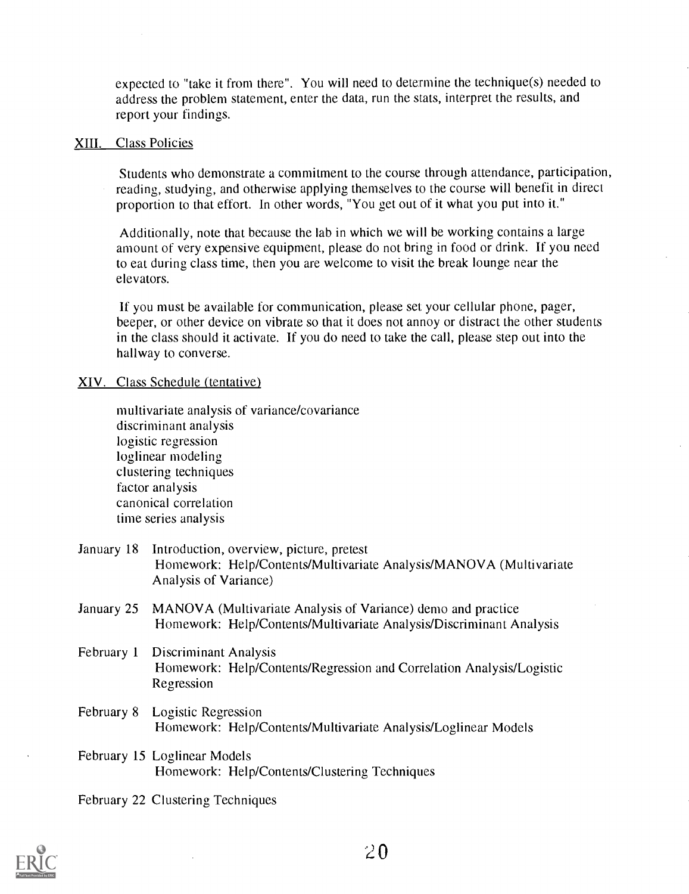expected to "take it from there". You will need to determine the technique(s) needed to address the problem statement, enter the data, run the stats, interpret the results, and report your findings.

## XIII. Class Policies

Students who demonstrate a commitment to the course through attendance, participation, reading, studying, and otherwise applying themselves to the course will benefit in direct proportion to that effort. In other words, "You get out of it what you put into it."

Additionally, note that because the lab in which we will be working contains a large amount of very expensive equipment, please do not bring in food or drink. If you need to eat during class time, then you are welcome to visit the break lounge near the elevators.

If you must be available for communication, please set your cellular phone, pager, beeper, or other device on vibrate so that it does not annoy or distract the other students in the class should it activate. If you do need to take the call, please step out into the hallway to converse.

## XIV. Class Schedule (tentative)

multivariate analysis of variance/covariance
discriminant analysis
logistic regression
loglinear modeling
clustering techniques
factor analysis
canonical correlation
time series analysis

January 18 Introduction, overview, picture, pretest
Homework: Help/Contents/Multivariate Analysis/MANOVA (Multivariate Analysis of Variance)

January 25 MANOVA (Multivariate Analysis of Variance) demo and practice
Homework: Help/Contents/Multivariate Analysis/Discriminant Analysis

February 1 Discriminant Analysis
Homework: Help/Contents/Regression and Correlation Analysis/Logistic Regression

February 8 Logistic Regression
Homework: Help/Contents/Multivariate Analysis/Loglinear Models

February 15 Loglinear Models
Homework: Help/Contents/Clustering Techniques

February 22 Clustering Techniques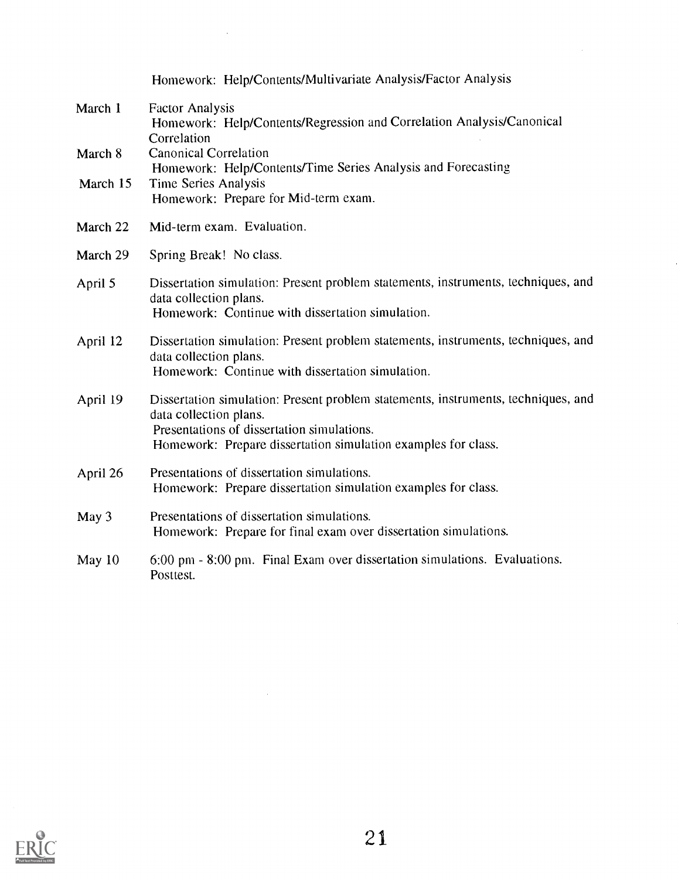Homework: Help/Contents/Multivariate Analysis/Factor Analysis

| | |
|---|---|
| March 1 | Factor Analysis<br>Homework: Help/Contents/Regression and Correlation Analysis/Canonical Correlation |
| March 8 | Canonical Correlation<br>Homework: Help/Contents/Time Series Analysis and Forecasting |
| March 15 | Time Series Analysis<br>Homework: Prepare for Mid-term exam. |
| March 22 | Mid-term exam. Evaluation. |
| March 29 | Spring Break! No class. |
| April 5 | Dissertation simulation: Present problem statements, instruments, techniques, and data collection plans.<br>Homework: Continue with dissertation simulation. |
| April 12 | Dissertation simulation: Present problem statements, instruments, techniques, and data collection plans.<br>Homework: Continue with dissertation simulation. |
| April 19 | Dissertation simulation: Present problem statements, instruments, techniques, and data collection plans.<br>Presentations of dissertation simulations.<br>Homework: Prepare dissertation simulation examples for class. |
| April 26 | Presentations of dissertation simulations.<br>Homework: Prepare dissertation simulation examples for class. |
| May 3 | Presentations of dissertation simulations.<br>Homework: Prepare for final exam over dissertation simulations. |
| May 10 | 6:00 pm - 8:00 pm. Final Exam over dissertation simulations. Evaluations. Posttest. |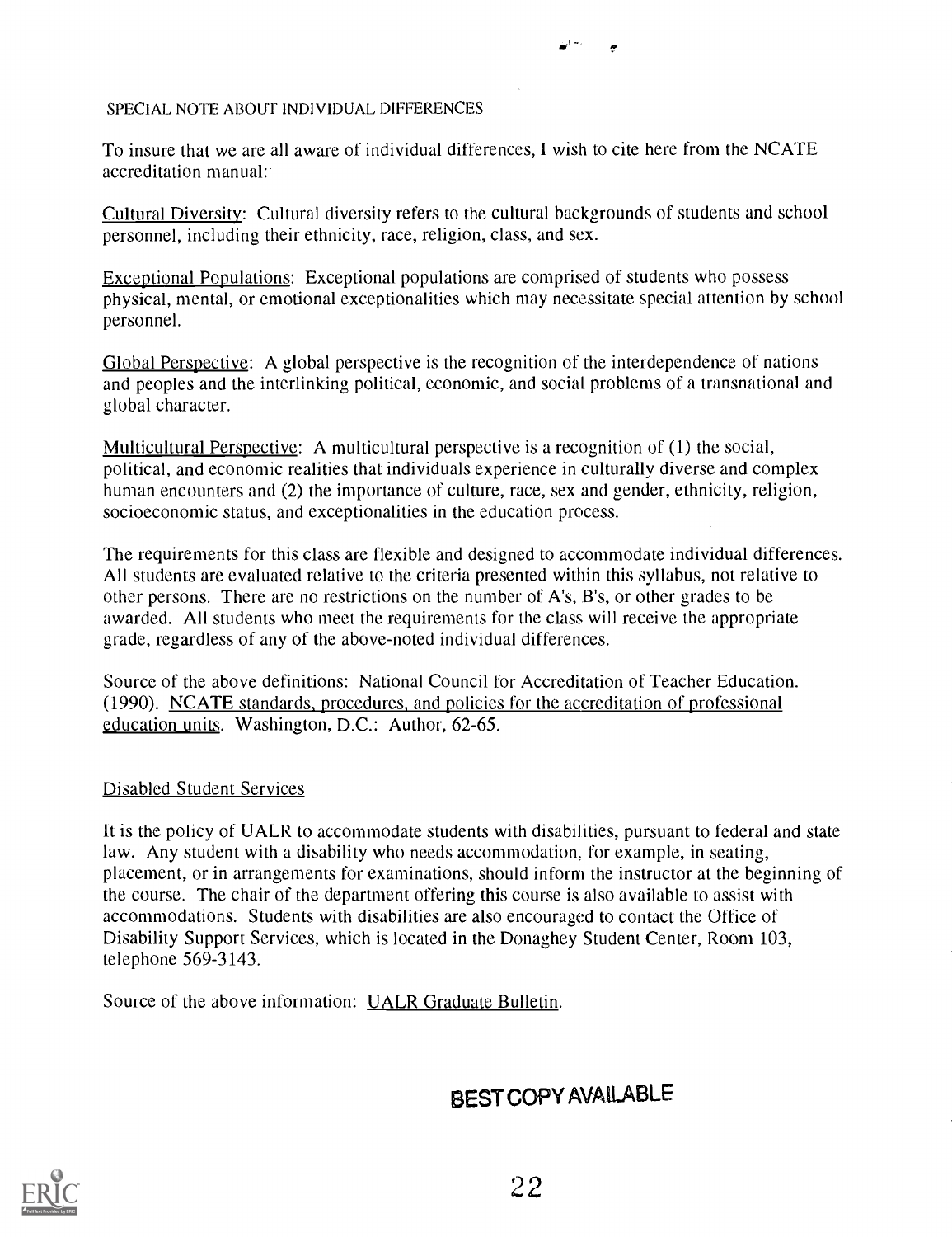SPECIAL NOTE ABOUT INDIVIDUAL DIFFERENCES

To insure that we are all aware of individual differences, I wish to cite here from the NCATE accreditation manual:

Cultural Diversity: Cultural diversity refers to the cultural backgrounds of students and school personnel, including their ethnicity, race, religion, class, and sex.

Exceptional Populations: Exceptional populations are comprised of students who possess physical, mental, or emotional exceptionalities which may necessitate special attention by school personnel.

Global Perspective: A global perspective is the recognition of the interdependence of nations and peoples and the interlinking political, economic, and social problems of a transnational and global character.

Multicultural Perspective: A multicultural perspective is a recognition of (1) the social, political, and economic realities that individuals experience in culturally diverse and complex human encounters and (2) the importance of culture, race, sex and gender, ethnicity, religion, socioeconomic status, and exceptionalities in the education process.

The requirements for this class are flexible and designed to accommodate individual differences. All students are evaluated relative to the criteria presented within this syllabus, not relative to other persons. There are no restrictions on the number of A's, B's, or other grades to be awarded. All students who meet the requirements for the class will receive the appropriate grade, regardless of any of the above-noted individual differences.

Source of the above definitions: National Council for Accreditation of Teacher Education. (1990). NCATE standards, procedures, and policies for the accreditation of professional education units. Washington, D.C.: Author, 62-65.

## Disabled Student Services

It is the policy of UALR to accommodate students with disabilities, pursuant to federal and state law. Any student with a disability who needs accommodation, for example, in seating, placement, or in arrangements for examinations, should inform the instructor at the beginning of the course. The chair of the department offering this course is also available to assist with accommodations. Students with disabilities are also encouraged to contact the Office of Disability Support Services, which is located in the Donaghey Student Center, Room 103, telephone 569-3143.

Source of the above information: UALR Graduate Bulletin.

BEST COPY AVAILABLE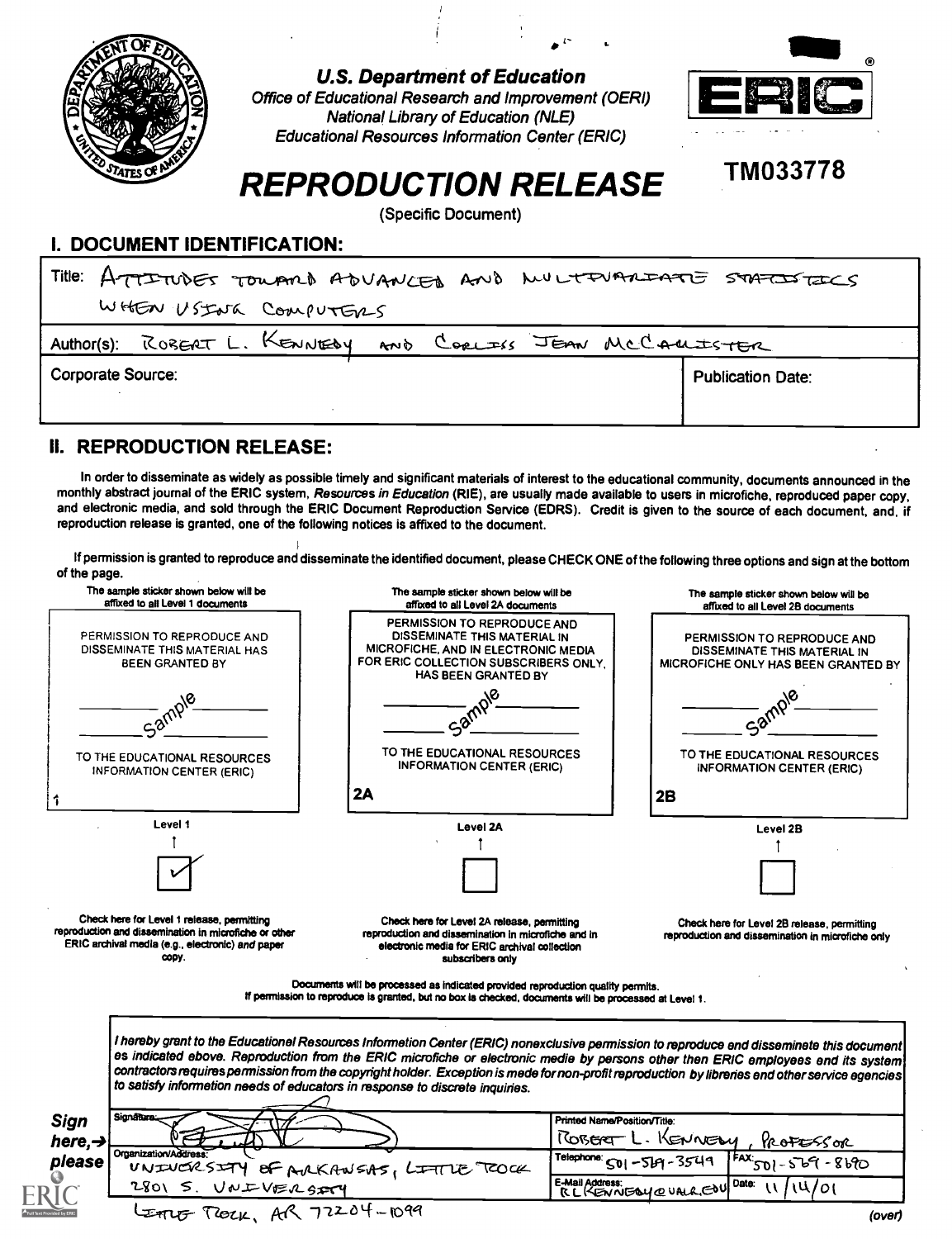U.S. Department of Education
*Office of Educational Research and Improvement (OERI)*
*National Library of Education (NLE)*
*Educational Resources Information Center (ERIC)*

ERIC

TM033778

# REPRODUCTION RELEASE

(Specific Document)

## I. DOCUMENT IDENTIFICATION:

Title: ATTITUDES TOWARD ADVANCED AND MULTIVARIATE STATISTICS WHEN USING COMPUTERS

Author(s): ROBERT L. KENNEDY AND CORLISS JEAN MCCALLISTER

Corporate Source:

Publication Date:

## II. REPRODUCTION RELEASE:

In order to disseminate as widely as possible timely and significant materials of interest to the educational community, documents announced in the monthly abstract journal of the ERIC system, *Resources in Education* (RIE), are usually made available to users in microfiche, reproduced paper copy, and electronic media, and sold through the ERIC Document Reproduction Service (EDRS). Credit is given to the source of each document, and, if reproduction release is granted, one of the following notices is affixed to the document.

If permission is granted to reproduce and disseminate the identified document, please CHECK ONE of the following three options and sign at the bottom of the page.

| The sample sticker shown below will be affixed to all Level 1 documents | The sample sticker shown below will be affixed to all Level 2A documents | The sample sticker shown below will be affixed to all Level 2B documents |
|---|---|---|
| PERMISSION TO REPRODUCE AND DISSEMINATE THIS MATERIAL HAS BEEN GRANTED BY<br>Sample<br>TO THE EDUCATIONAL RESOURCES INFORMATION CENTER (ERIC) | PERMISSION TO REPRODUCE AND DISSEMINATE THIS MATERIAL IN MICROFICHE, AND IN ELECTRONIC MEDIA FOR ERIC COLLECTION SUBSCRIBERS ONLY, HAS BEEN GRANTED BY<br>Sample<br>TO THE EDUCATIONAL RESOURCES INFORMATION CENTER (ERIC) | PERMISSION TO REPRODUCE AND DISSEMINATE THIS MATERIAL IN MICROFICHE ONLY HAS BEEN GRANTED BY<br>Sample<br>TO THE EDUCATIONAL RESOURCES INFORMATION CENTER (ERIC) |
| 1 | 2A | 2B |
| Level 1 | Level 2A | Level 2B |
| [✓] | [ ] | [ ] |
| Check here for Level 1 release, permitting reproduction and dissemination in microfiche or other ERIC archival media (e.g., electronic) *and* paper copy. | Check here for Level 2A release, permitting reproduction and dissemination in microfiche and in electronic media for ERIC archival collection subscribers only | Check here for Level 2B release, permitting reproduction and dissemination in microfiche only |

Documents will be processed as indicated provided reproduction quality permits.
If permission to reproduce is granted, but no box is checked, documents will be processed at Level 1.

*I hereby grant to the Educational Resources Information Center (ERIC) nonexclusive permission to reproduce and disseminate this document as indicated above. Reproduction from the ERIC microfiche or electronic media by persons other than ERIC employees and its system contractors requires permission from the copyright holder. Exception is made for non-profit reproduction by libraries and other service agencies to satisfy information needs of educators in response to discrete inquiries.*

**Sign here, → please**

| Signature: [signature] | Printed Name/Position/Title: ROBERT L. KENNEDY, PROFESSOR | |
|---|---|---|
| Organization/Address: UNIVERSITY OF ARKANSAS, LITTLE ROCK 2801 S. UNIVERSITY LITTLE ROCK, AR 72204-1099 | Telephone: 501-569-3549 | FAX: 501-569-8690 |
| | E-Mail Address: RLKENNEDY@UALR.EDU | Date: 11/14/01 |

(over)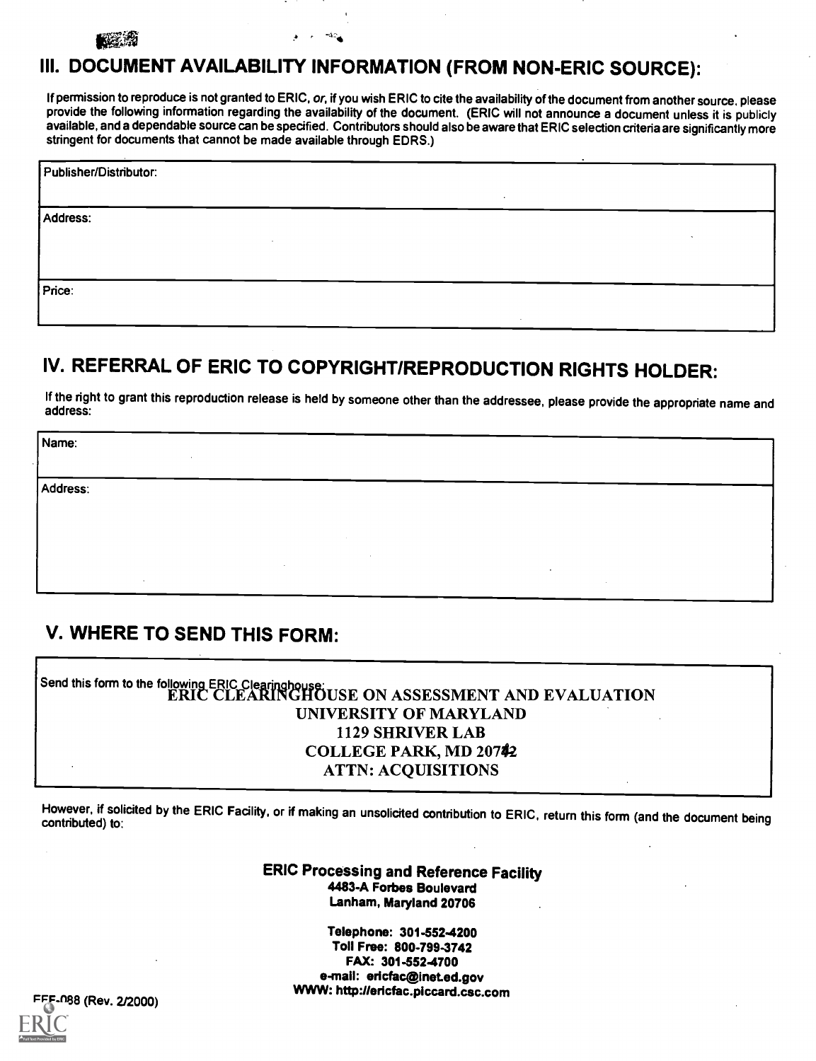## III. DOCUMENT AVAILABILITY INFORMATION (FROM NON-ERIC SOURCE):

If permission to reproduce is not granted to ERIC, *or*, if you wish ERIC to cite the availability of the document from another source, please provide the following information regarding the availability of the document. (ERIC will not announce a document unless it is publicly available, and a dependable source can be specified. Contributors should also be aware that ERIC selection criteria are significantly more stringent for documents that cannot be made available through EDRS.)

Publisher/Distributor:

Address:

Price:

## IV. REFERRAL OF ERIC TO COPYRIGHT/REPRODUCTION RIGHTS HOLDER:

If the right to grant this reproduction release is held by someone other than the addressee, please provide the appropriate name and address:

Name:

Address:

## V. WHERE TO SEND THIS FORM:

Send this form to the following ERIC Clearinghouse:

**ERIC CLEARINGHOUSE ON ASSESSMENT AND EVALUATION**
**UNIVERSITY OF MARYLAND**
**1129 SHRIVER LAB**
**COLLEGE PARK, MD 20742**
**ATTN: ACQUISITIONS**

However, if solicited by the ERIC Facility, or if making an unsolicited contribution to ERIC, return this form (and the document being contributed) to:

**ERIC Processing and Reference Facility**
**4483-A Forbes Boulevard**
**Lanham, Maryland 20706**

**Telephone: 301-552-4200**
**Toll Free: 800-799-3742**
**FAX: 301-552-4700**
**e-mail: ericfac@inet.ed.gov**
**WWW: http://ericfac.piccard.csc.com**

EFF-088 (Rev. 2/2000)